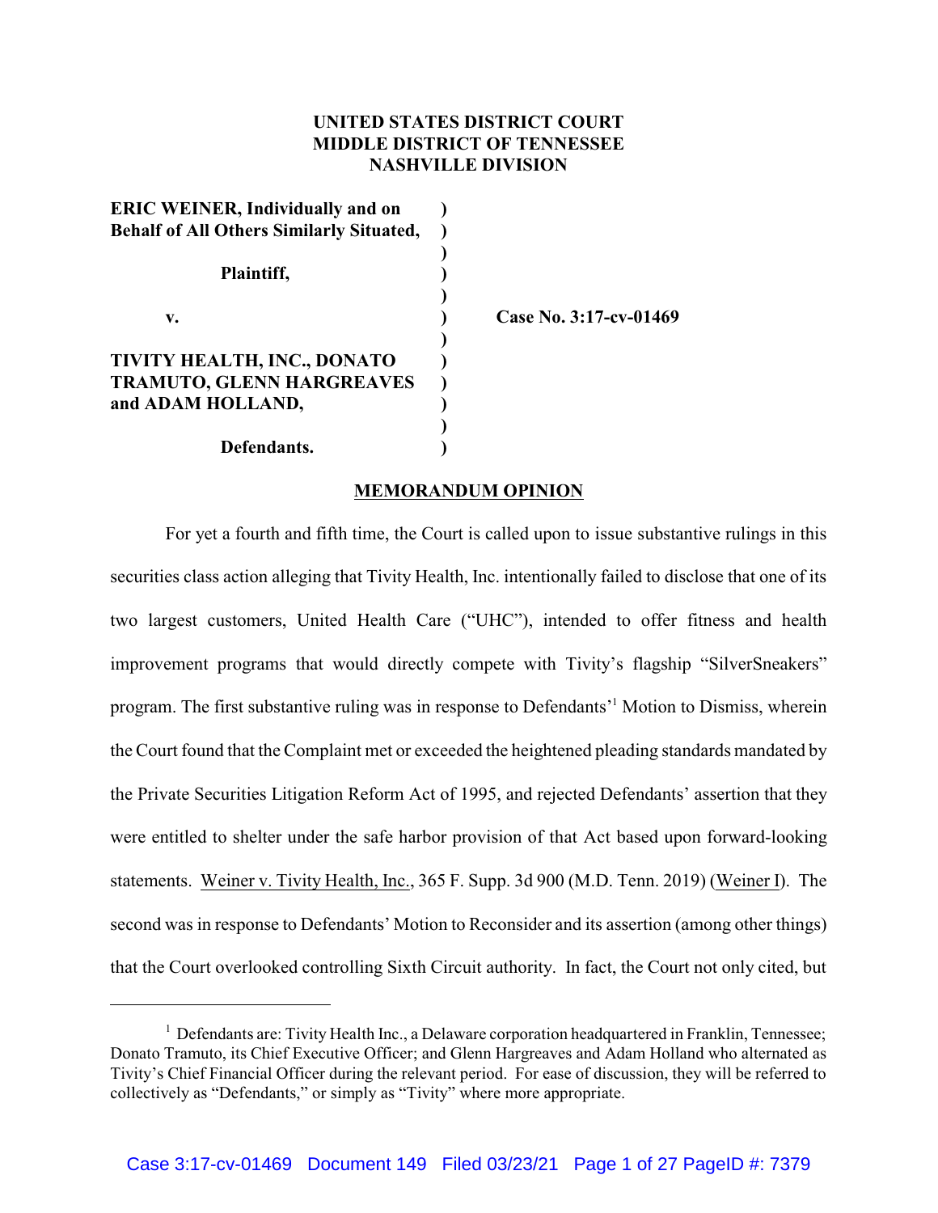**UNITED STATES DISTRICT COURT**
**MIDDLE DISTRICT OF TENNESSEE**
**NASHVILLE DIVISION**

**ERIC WEINER, Individually and on Behalf of All Others Similarly Situated,**

**Plaintiff,**

**v.**

**TIVITY HEALTH, INC., DONATO TRAMUTO, GLENN HARGREAVES and ADAM HOLLAND,**

**Defendants.**

**Case No. 3:17-cv-01469**

**MEMORANDUM OPINION**

For yet a fourth and fifth time, the Court is called upon to issue substantive rulings in this securities class action alleging that Tivity Health, Inc. intentionally failed to disclose that one of its two largest customers, United Health Care ("UHC"), intended to offer fitness and health improvement programs that would directly compete with Tivity's flagship "SilverSneakers" program. The first substantive ruling was in response to Defendants'[1] Motion to Dismiss, wherein the Court found that the Complaint met or exceeded the heightened pleading standards mandated by the Private Securities Litigation Reform Act of 1995, and rejected Defendants' assertion that they were entitled to shelter under the safe harbor provision of that Act based upon forward-looking statements. Weiner v. Tivity Health, Inc., 365 F. Supp. 3d 900 (M.D. Tenn. 2019) (Weiner I). The second was in response to Defendants' Motion to Reconsider and its assertion (among other things) that the Court overlooked controlling Sixth Circuit authority. In fact, the Court not only cited, but

[1] Defendants are: Tivity Health Inc., a Delaware corporation headquartered in Franklin, Tennessee; Donato Tramuto, its Chief Executive Officer; and Glenn Hargreaves and Adam Holland who alternated as Tivity's Chief Financial Officer during the relevant period. For ease of discussion, they will be referred to collectively as "Defendants," or simply as "Tivity" where more appropriate.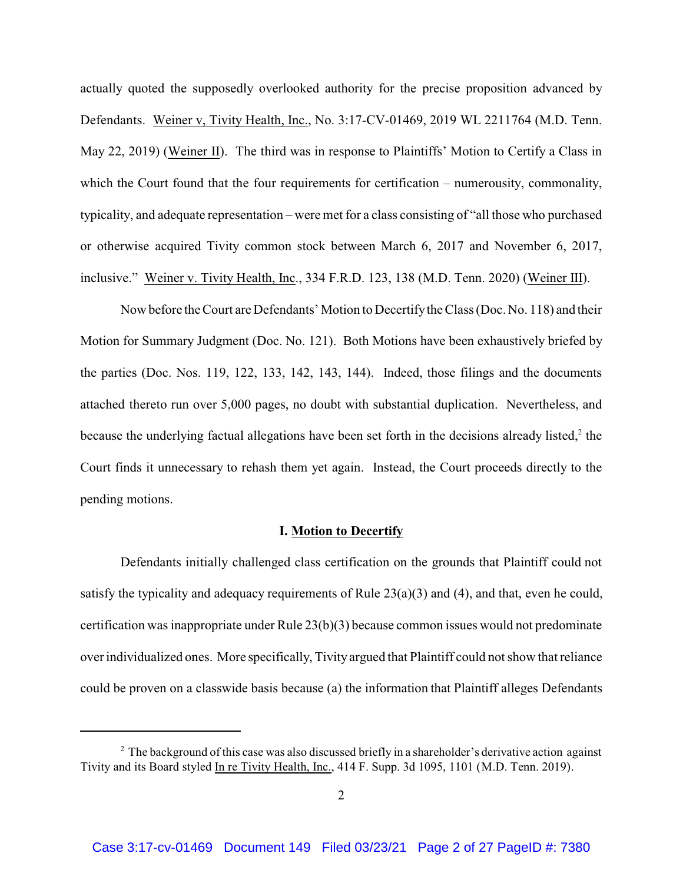actually quoted the supposedly overlooked authority for the precise proposition advanced by Defendants. Weiner v, Tivity Health, Inc., No. 3:17-CV-01469, 2019 WL 2211764 (M.D. Tenn. May 22, 2019) (Weiner II). The third was in response to Plaintiffs' Motion to Certify a Class in which the Court found that the four requirements for certification – numerousity, commonality, typicality, and adequate representation – were met for a class consisting of "all those who purchased or otherwise acquired Tivity common stock between March 6, 2017 and November 6, 2017, inclusive." Weiner v. Tivity Health, Inc., 334 F.R.D. 123, 138 (M.D. Tenn. 2020) (Weiner III).

Now before the Court are Defendants' Motion to Decertify the Class (Doc. No. 118) and their Motion for Summary Judgment (Doc. No. 121). Both Motions have been exhaustively briefed by the parties (Doc. Nos. 119, 122, 133, 142, 143, 144). Indeed, those filings and the documents attached thereto run over 5,000 pages, no doubt with substantial duplication. Nevertheless, and because the underlying factual allegations have been set forth in the decisions already listed,[2] the Court finds it unnecessary to rehash them yet again. Instead, the Court proceeds directly to the pending motions.

## I. Motion to Decertify

Defendants initially challenged class certification on the grounds that Plaintiff could not satisfy the typicality and adequacy requirements of Rule 23(a)(3) and (4), and that, even he could, certification was inappropriate under Rule 23(b)(3) because common issues would not predominate over individualized ones. More specifically, Tivity argued that Plaintiff could not show that reliance could be proven on a classwide basis because (a) the information that Plaintiff alleges Defendants

[2] The background of this case was also discussed briefly in a shareholder's derivative action against Tivity and its Board styled In re Tivity Health, Inc., 414 F. Supp. 3d 1095, 1101 (M.D. Tenn. 2019).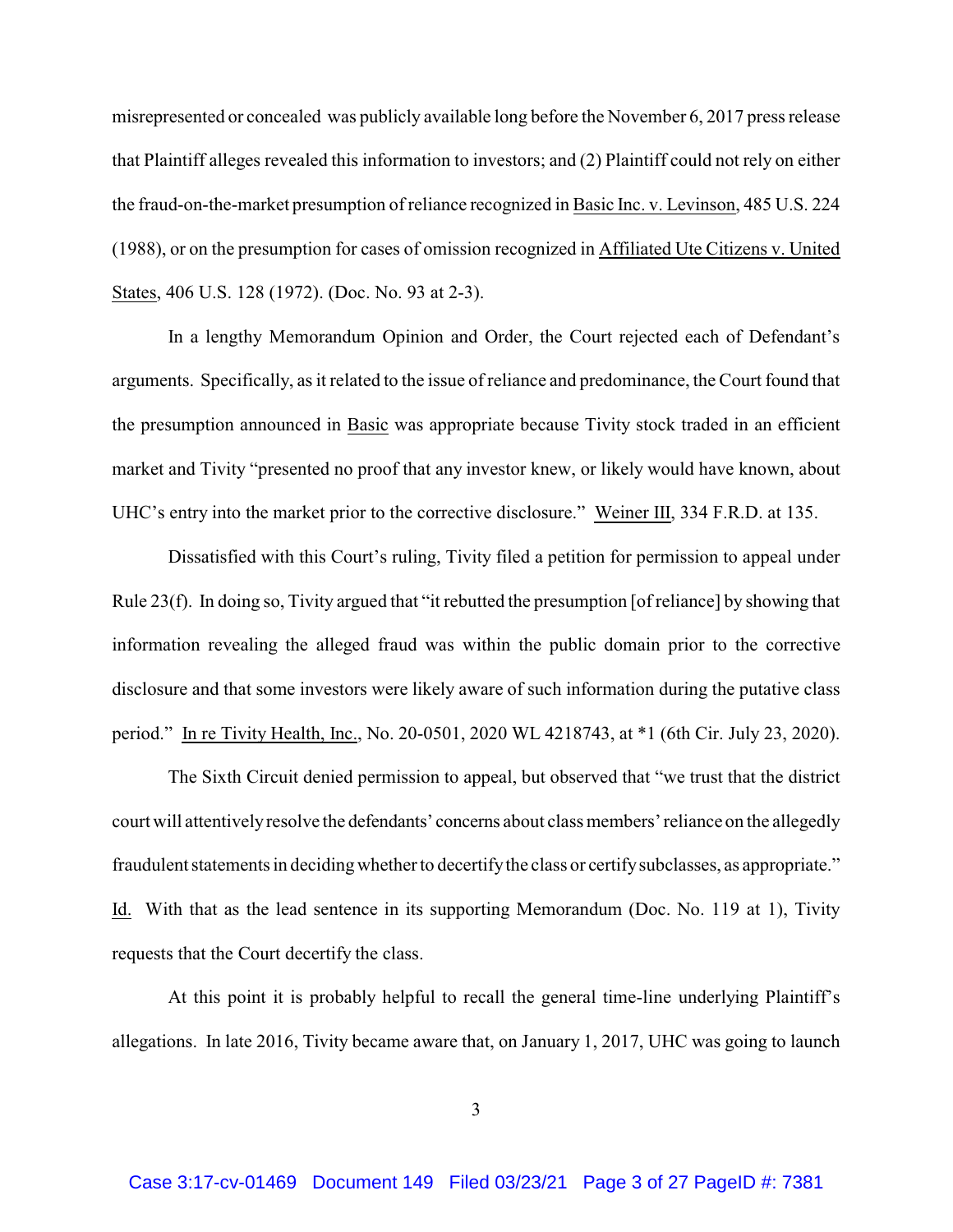misrepresented or concealed was publicly available long before the November 6, 2017 press release that Plaintiff alleges revealed this information to investors; and (2) Plaintiff could not rely on either the fraud-on-the-market presumption of reliance recognized in Basic Inc. v. Levinson, 485 U.S. 224 (1988), or on the presumption for cases of omission recognized in Affiliated Ute Citizens v. United States, 406 U.S. 128 (1972). (Doc. No. 93 at 2-3).

In a lengthy Memorandum Opinion and Order, the Court rejected each of Defendant's arguments. Specifically, as it related to the issue of reliance and predominance, the Court found that the presumption announced in Basic was appropriate because Tivity stock traded in an efficient market and Tivity "presented no proof that any investor knew, or likely would have known, about UHC's entry into the market prior to the corrective disclosure." Weiner III, 334 F.R.D. at 135.

Dissatisfied with this Court's ruling, Tivity filed a petition for permission to appeal under Rule 23(f). In doing so, Tivity argued that "it rebutted the presumption [of reliance] by showing that information revealing the alleged fraud was within the public domain prior to the corrective disclosure and that some investors were likely aware of such information during the putative class period." In re Tivity Health, Inc., No. 20-0501, 2020 WL 4218743, at *1 (6th Cir. July 23, 2020).

The Sixth Circuit denied permission to appeal, but observed that "we trust that the district court will attentively resolve the defendants' concerns about class members' reliance on the allegedly fraudulent statements in deciding whether to decertify the class or certify subclasses, as appropriate." Id. With that as the lead sentence in its supporting Memorandum (Doc. No. 119 at 1), Tivity requests that the Court decertify the class.

At this point it is probably helpful to recall the general time-line underlying Plaintiff's allegations. In late 2016, Tivity became aware that, on January 1, 2017, UHC was going to launch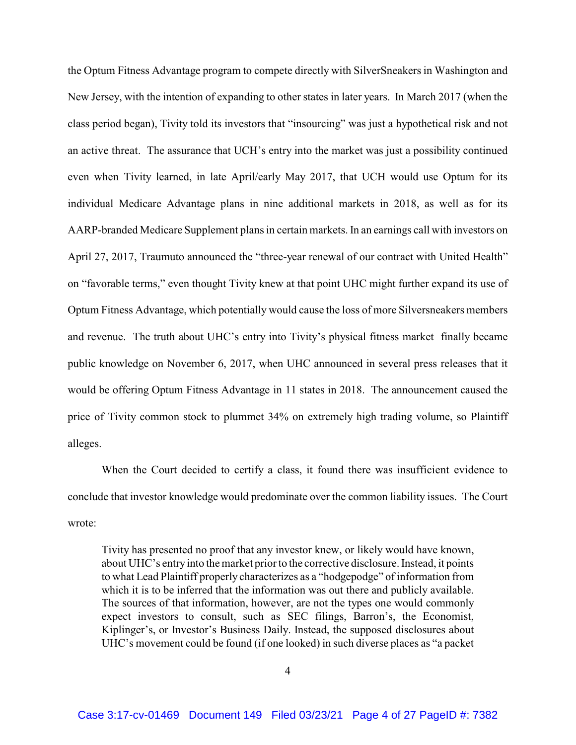the Optum Fitness Advantage program to compete directly with SilverSneakers in Washington and New Jersey, with the intention of expanding to other states in later years. In March 2017 (when the class period began), Tivity told its investors that "insourcing" was just a hypothetical risk and not an active threat. The assurance that UCH's entry into the market was just a possibility continued even when Tivity learned, in late April/early May 2017, that UCH would use Optum for its individual Medicare Advantage plans in nine additional markets in 2018, as well as for its AARP-branded Medicare Supplement plans in certain markets. In an earnings call with investors on April 27, 2017, Traumuto announced the "three-year renewal of our contract with United Health" on "favorable terms," even thought Tivity knew at that point UHC might further expand its use of Optum Fitness Advantage, which potentially would cause the loss of more Silversneakers members and revenue. The truth about UHC's entry into Tivity's physical fitness market finally became public knowledge on November 6, 2017, when UHC announced in several press releases that it would be offering Optum Fitness Advantage in 11 states in 2018. The announcement caused the price of Tivity common stock to plummet 34% on extremely high trading volume, so Plaintiff alleges.

When the Court decided to certify a class, it found there was insufficient evidence to conclude that investor knowledge would predominate over the common liability issues. The Court wrote:

> Tivity has presented no proof that any investor knew, or likely would have known, about UHC's entry into the market prior to the corrective disclosure. Instead, it points to what Lead Plaintiff properly characterizes as a "hodgepodge" of information from which it is to be inferred that the information was out there and publicly available. The sources of that information, however, are not the types one would commonly expect investors to consult, such as SEC filings, Barron's, the Economist, Kiplinger's, or Investor's Business Daily. Instead, the supposed disclosures about UHC's movement could be found (if one looked) in such diverse places as "a packet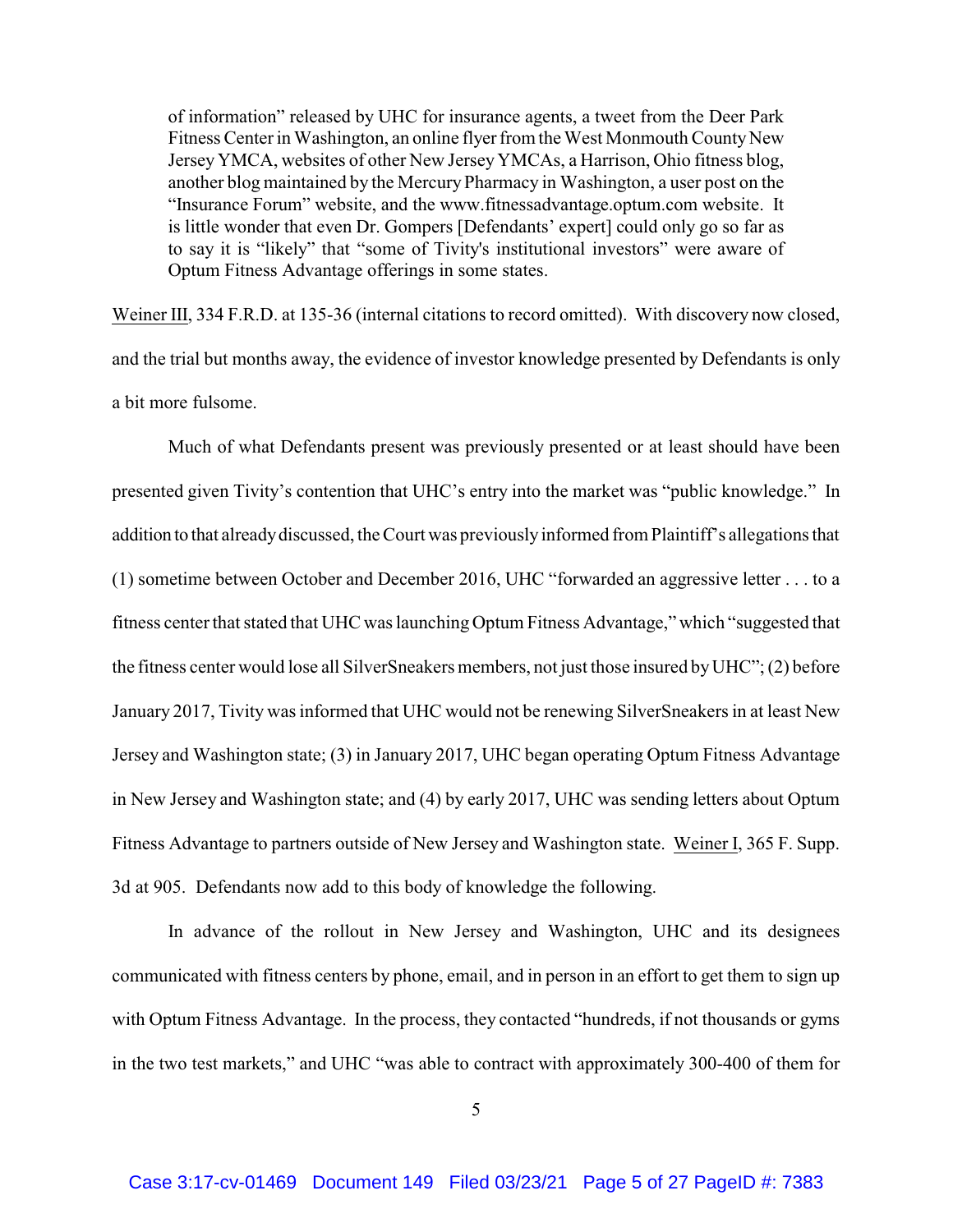> of information" released by UHC for insurance agents, a tweet from the Deer Park Fitness Center in Washington, an online flyer from the West Monmouth County New Jersey YMCA, websites of other New Jersey YMCAs, a Harrison, Ohio fitness blog, another blog maintained by the Mercury Pharmacy in Washington, a user post on the "Insurance Forum" website, and the www.fitnessadvantage.optum.com website. It is little wonder that even Dr. Gompers [Defendants' expert] could only go so far as to say it is "likely" that "some of Tivity's institutional investors" were aware of Optum Fitness Advantage offerings in some states.

Weiner III, 334 F.R.D. at 135-36 (internal citations to record omitted). With discovery now closed, and the trial but months away, the evidence of investor knowledge presented by Defendants is only a bit more fulsome.

Much of what Defendants present was previously presented or at least should have been presented given Tivity's contention that UHC's entry into the market was "public knowledge." In addition to that already discussed, the Court was previously informed from Plaintiff's allegations that (1) sometime between October and December 2016, UHC "forwarded an aggressive letter . . . to a fitness center that stated that UHC was launching Optum Fitness Advantage," which "suggested that the fitness center would lose all SilverSneakers members, not just those insured by UHC"; (2) before January 2017, Tivity was informed that UHC would not be renewing SilverSneakers in at least New Jersey and Washington state; (3) in January 2017, UHC began operating Optum Fitness Advantage in New Jersey and Washington state; and (4) by early 2017, UHC was sending letters about Optum Fitness Advantage to partners outside of New Jersey and Washington state. Weiner I, 365 F. Supp. 3d at 905. Defendants now add to this body of knowledge the following.

In advance of the rollout in New Jersey and Washington, UHC and its designees communicated with fitness centers by phone, email, and in person in an effort to get them to sign up with Optum Fitness Advantage. In the process, they contacted "hundreds, if not thousands or gyms in the two test markets," and UHC "was able to contract with approximately 300-400 of them for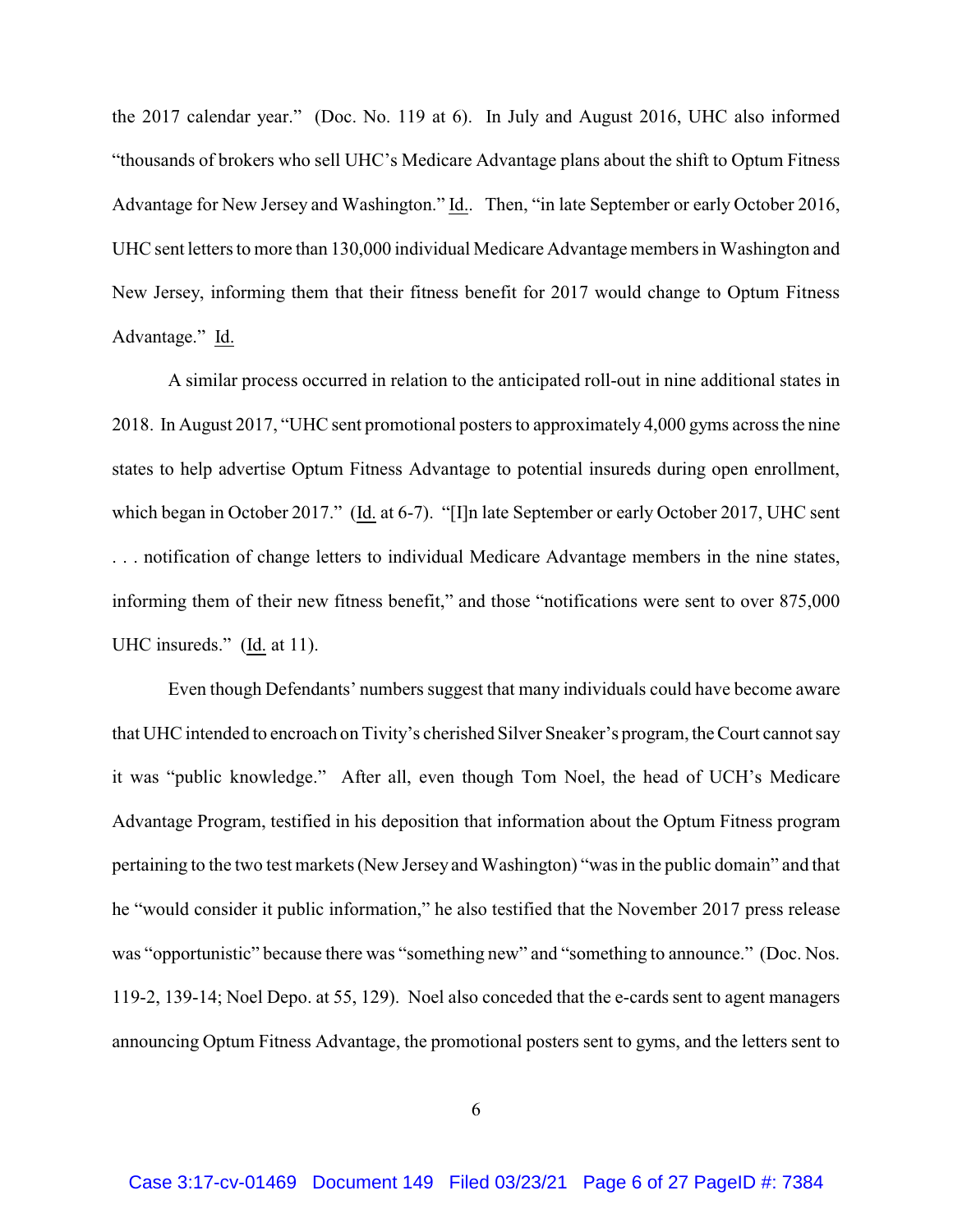the 2017 calendar year." (Doc. No. 119 at 6). In July and August 2016, UHC also informed "thousands of brokers who sell UHC's Medicare Advantage plans about the shift to Optum Fitness Advantage for New Jersey and Washington." Id.. Then, "in late September or early October 2016, UHC sent letters to more than 130,000 individual Medicare Advantage members in Washington and New Jersey, informing them that their fitness benefit for 2017 would change to Optum Fitness Advantage." Id.

A similar process occurred in relation to the anticipated roll-out in nine additional states in 2018. In August 2017, "UHC sent promotional posters to approximately 4,000 gyms across the nine states to help advertise Optum Fitness Advantage to potential insureds during open enrollment, which began in October 2017." (Id. at 6-7). "[I]n late September or early October 2017, UHC sent . . . notification of change letters to individual Medicare Advantage members in the nine states, informing them of their new fitness benefit," and those "notifications were sent to over 875,000 UHC insureds." (Id. at 11).

Even though Defendants' numbers suggest that many individuals could have become aware that UHC intended to encroach on Tivity's cherished Silver Sneaker's program, the Court cannot say it was "public knowledge." After all, even though Tom Noel, the head of UCH's Medicare Advantage Program, testified in his deposition that information about the Optum Fitness program pertaining to the two test markets (New Jersey and Washington) "was in the public domain" and that he "would consider it public information," he also testified that the November 2017 press release was "opportunistic" because there was "something new" and "something to announce." (Doc. Nos. 119-2, 139-14; Noel Depo. at 55, 129). Noel also conceded that the e-cards sent to agent managers announcing Optum Fitness Advantage, the promotional posters sent to gyms, and the letters sent to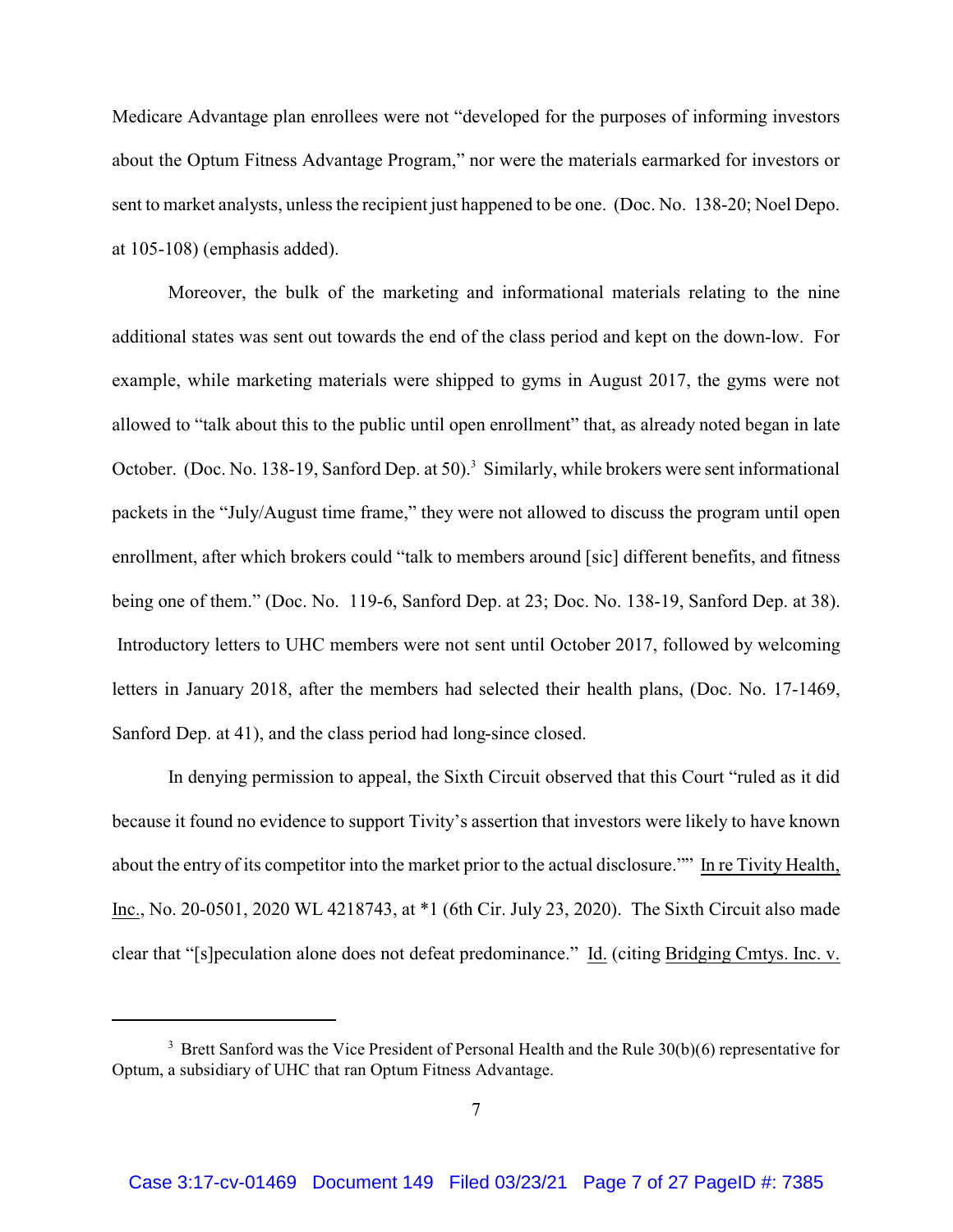Medicare Advantage plan enrollees were not "developed for the purposes of informing investors about the Optum Fitness Advantage Program," nor were the materials earmarked for investors or sent to market analysts, unless the recipient just happened to be one. (Doc. No. 138-20; Noel Depo. at 105-108) (emphasis added).

Moreover, the bulk of the marketing and informational materials relating to the nine additional states was sent out towards the end of the class period and kept on the down-low. For example, while marketing materials were shipped to gyms in August 2017, the gyms were not allowed to "talk about this to the public until open enrollment" that, as already noted began in late October. (Doc. No. 138-19, Sanford Dep. at 50).[3] Similarly, while brokers were sent informational packets in the "July/August time frame," they were not allowed to discuss the program until open enrollment, after which brokers could "talk to members around [sic] different benefits, and fitness being one of them." (Doc. No. 119-6, Sanford Dep. at 23; Doc. No. 138-19, Sanford Dep. at 38). Introductory letters to UHC members were not sent until October 2017, followed by welcoming letters in January 2018, after the members had selected their health plans, (Doc. No. 17-1469, Sanford Dep. at 41), and the class period had long-since closed.

In denying permission to appeal, the Sixth Circuit observed that this Court "ruled as it did because it found no evidence to support Tivity's assertion that investors were likely to have known about the entry of its competitor into the market prior to the actual disclosure."" In re Tivity Health, Inc., No. 20-0501, 2020 WL 4218743, at *1 (6th Cir. July 23, 2020). The Sixth Circuit also made clear that "[s]peculation alone does not defeat predominance." Id. (citing Bridging Cmtys. Inc. v.

[3] Brett Sanford was the Vice President of Personal Health and the Rule 30(b)(6) representative for Optum, a subsidiary of UHC that ran Optum Fitness Advantage.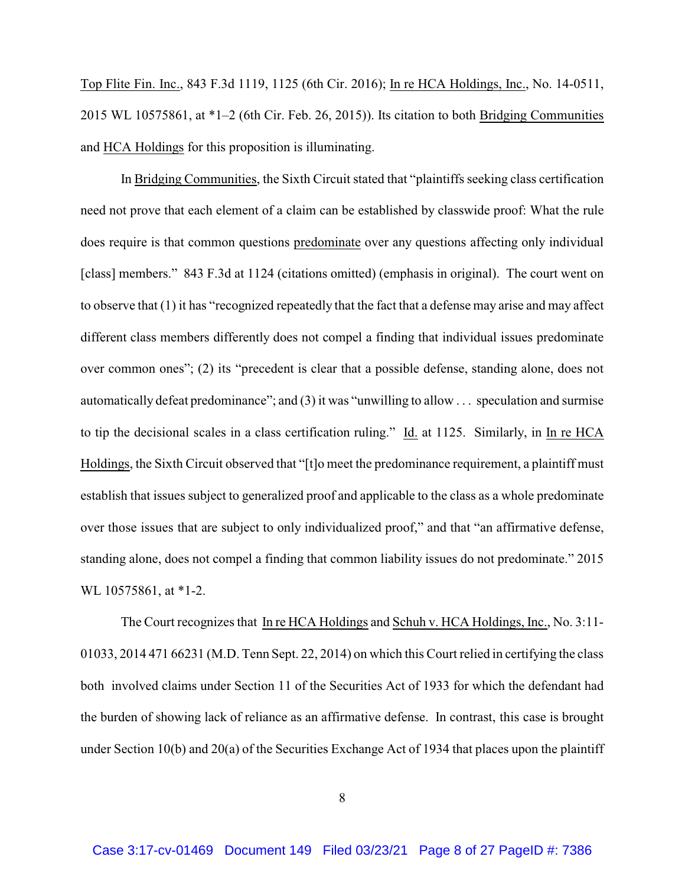Top Flite Fin. Inc., 843 F.3d 1119, 1125 (6th Cir. 2016); In re HCA Holdings, Inc., No. 14-0511, 2015 WL 10575861, at *1–2 (6th Cir. Feb. 26, 2015)). Its citation to both Bridging Communities and HCA Holdings for this proposition is illuminating.

In Bridging Communities, the Sixth Circuit stated that "plaintiffs seeking class certification need not prove that each element of a claim can be established by classwide proof: What the rule does require is that common questions predominate over any questions affecting only individual [class] members." 843 F.3d at 1124 (citations omitted) (emphasis in original). The court went on to observe that (1) it has "recognized repeatedly that the fact that a defense may arise and may affect different class members differently does not compel a finding that individual issues predominate over common ones"; (2) its "precedent is clear that a possible defense, standing alone, does not automatically defeat predominance"; and (3) it was "unwilling to allow . . . speculation and surmise to tip the decisional scales in a class certification ruling." Id. at 1125. Similarly, in In re HCA Holdings, the Sixth Circuit observed that "[t]o meet the predominance requirement, a plaintiff must establish that issues subject to generalized proof and applicable to the class as a whole predominate over those issues that are subject to only individualized proof," and that "an affirmative defense, standing alone, does not compel a finding that common liability issues do not predominate." 2015 WL 10575861, at *1-2.

The Court recognizes that In re HCA Holdings and Schuh v. HCA Holdings, Inc., No. 3:11-01033, 2014 471 66231 (M.D. Tenn Sept. 22, 2014) on which this Court relied in certifying the class both involved claims under Section 11 of the Securities Act of 1933 for which the defendant had the burden of showing lack of reliance as an affirmative defense. In contrast, this case is brought under Section 10(b) and 20(a) of the Securities Exchange Act of 1934 that places upon the plaintiff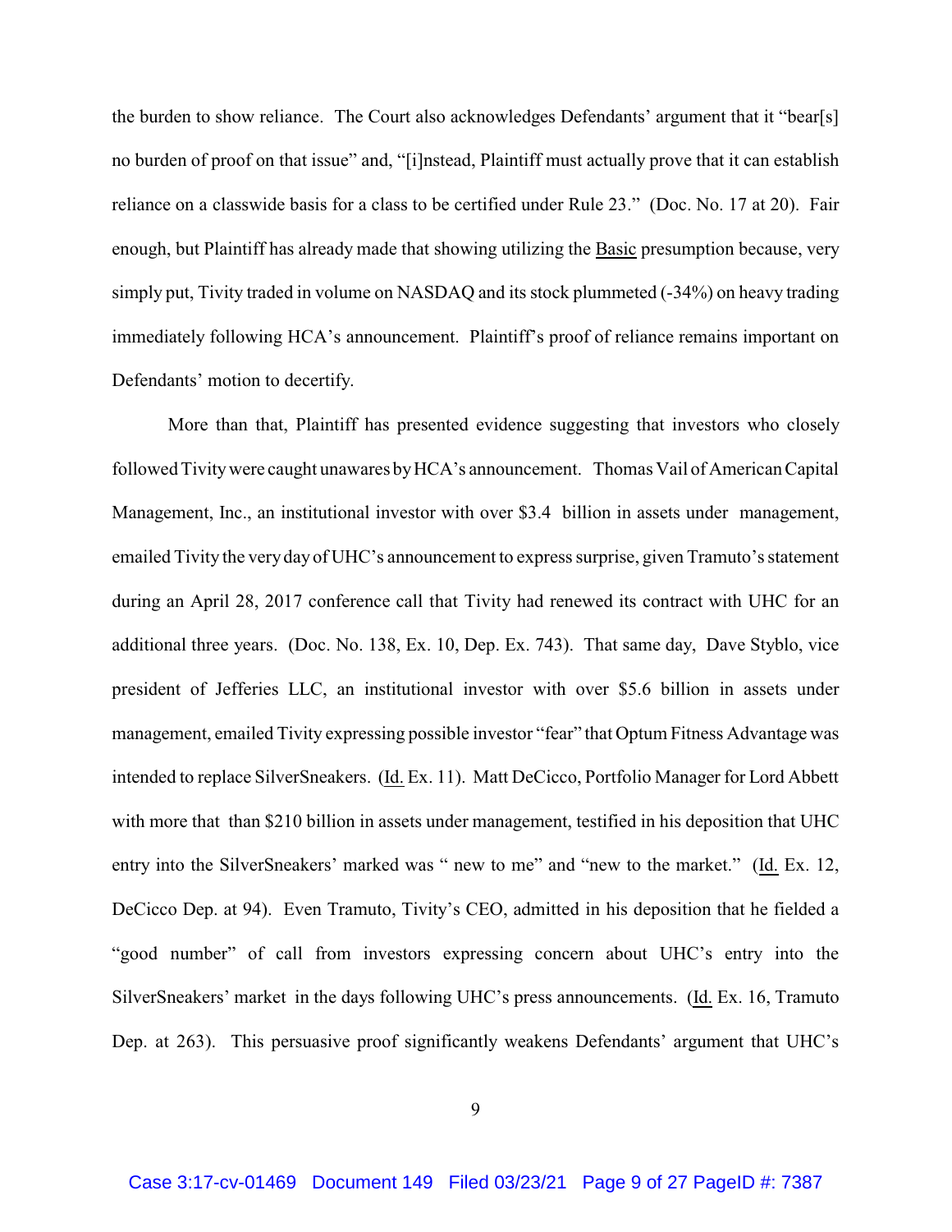the burden to show reliance. The Court also acknowledges Defendants' argument that it "bear[s] no burden of proof on that issue" and, "[i]nstead, Plaintiff must actually prove that it can establish reliance on a classwide basis for a class to be certified under Rule 23." (Doc. No. 17 at 20). Fair enough, but Plaintiff has already made that showing utilizing the Basic presumption because, very simply put, Tivity traded in volume on NASDAQ and its stock plummeted (-34%) on heavy trading immediately following HCA's announcement. Plaintiff's proof of reliance remains important on Defendants' motion to decertify.

More than that, Plaintiff has presented evidence suggesting that investors who closely followed Tivity were caught unawares by HCA's announcement. Thomas Vail of American Capital Management, Inc., an institutional investor with over \$3.4 billion in assets under management, emailed Tivity the very day of UHC's announcement to express surprise, given Tramuto's statement during an April 28, 2017 conference call that Tivity had renewed its contract with UHC for an additional three years. (Doc. No. 138, Ex. 10, Dep. Ex. 743). That same day, Dave Styblo, vice president of Jefferies LLC, an institutional investor with over \$5.6 billion in assets under management, emailed Tivity expressing possible investor "fear" that Optum Fitness Advantage was intended to replace SilverSneakers. (Id. Ex. 11). Matt DeCicco, Portfolio Manager for Lord Abbett with more that than \$210 billion in assets under management, testified in his deposition that UHC entry into the SilverSneakers' marked was " new to me" and "new to the market." (Id. Ex. 12, DeCicco Dep. at 94). Even Tramuto, Tivity's CEO, admitted in his deposition that he fielded a "good number" of call from investors expressing concern about UHC's entry into the SilverSneakers' market in the days following UHC's press announcements. (Id. Ex. 16, Tramuto Dep. at 263). This persuasive proof significantly weakens Defendants' argument that UHC's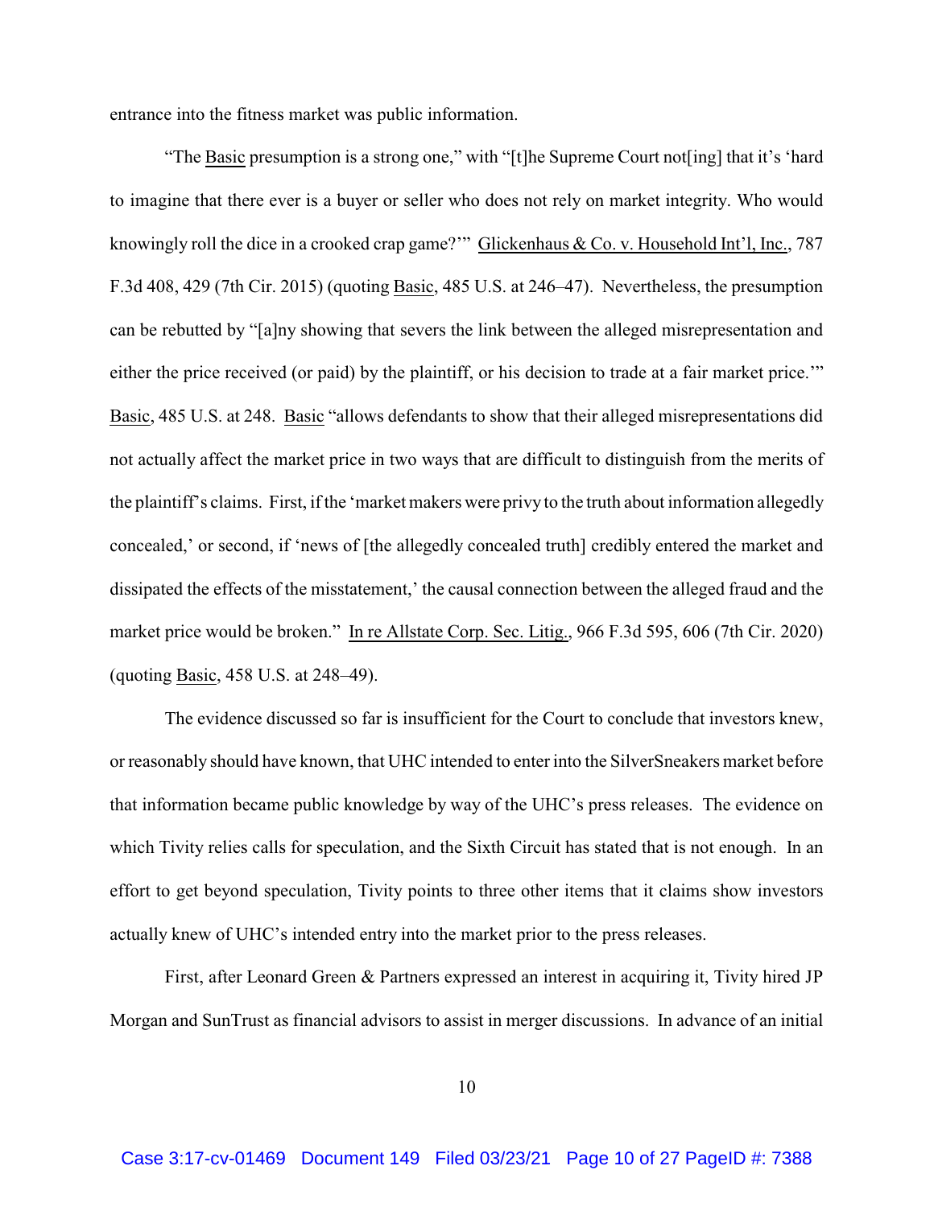entrance into the fitness market was public information.

"The Basic presumption is a strong one," with "[t]he Supreme Court not[ing] that it's 'hard to imagine that there ever is a buyer or seller who does not rely on market integrity. Who would knowingly roll the dice in a crooked crap game?'" Glickenhaus & Co. v. Household Int'l, Inc., 787 F.3d 408, 429 (7th Cir. 2015) (quoting Basic, 485 U.S. at 246–47). Nevertheless, the presumption can be rebutted by "[a]ny showing that severs the link between the alleged misrepresentation and either the price received (or paid) by the plaintiff, or his decision to trade at a fair market price.'" Basic, 485 U.S. at 248. Basic "allows defendants to show that their alleged misrepresentations did not actually affect the market price in two ways that are difficult to distinguish from the merits of the plaintiff's claims. First, if the 'market makers were privy to the truth about information allegedly concealed,' or second, if 'news of [the allegedly concealed truth] credibly entered the market and dissipated the effects of the misstatement,' the causal connection between the alleged fraud and the market price would be broken." In re Allstate Corp. Sec. Litig., 966 F.3d 595, 606 (7th Cir. 2020) (quoting Basic, 458 U.S. at 248–49).

The evidence discussed so far is insufficient for the Court to conclude that investors knew, or reasonably should have known, that UHC intended to enter into the SilverSneakers market before that information became public knowledge by way of the UHC's press releases. The evidence on which Tivity relies calls for speculation, and the Sixth Circuit has stated that is not enough. In an effort to get beyond speculation, Tivity points to three other items that it claims show investors actually knew of UHC's intended entry into the market prior to the press releases.

First, after Leonard Green & Partners expressed an interest in acquiring it, Tivity hired JP Morgan and SunTrust as financial advisors to assist in merger discussions. In advance of an initial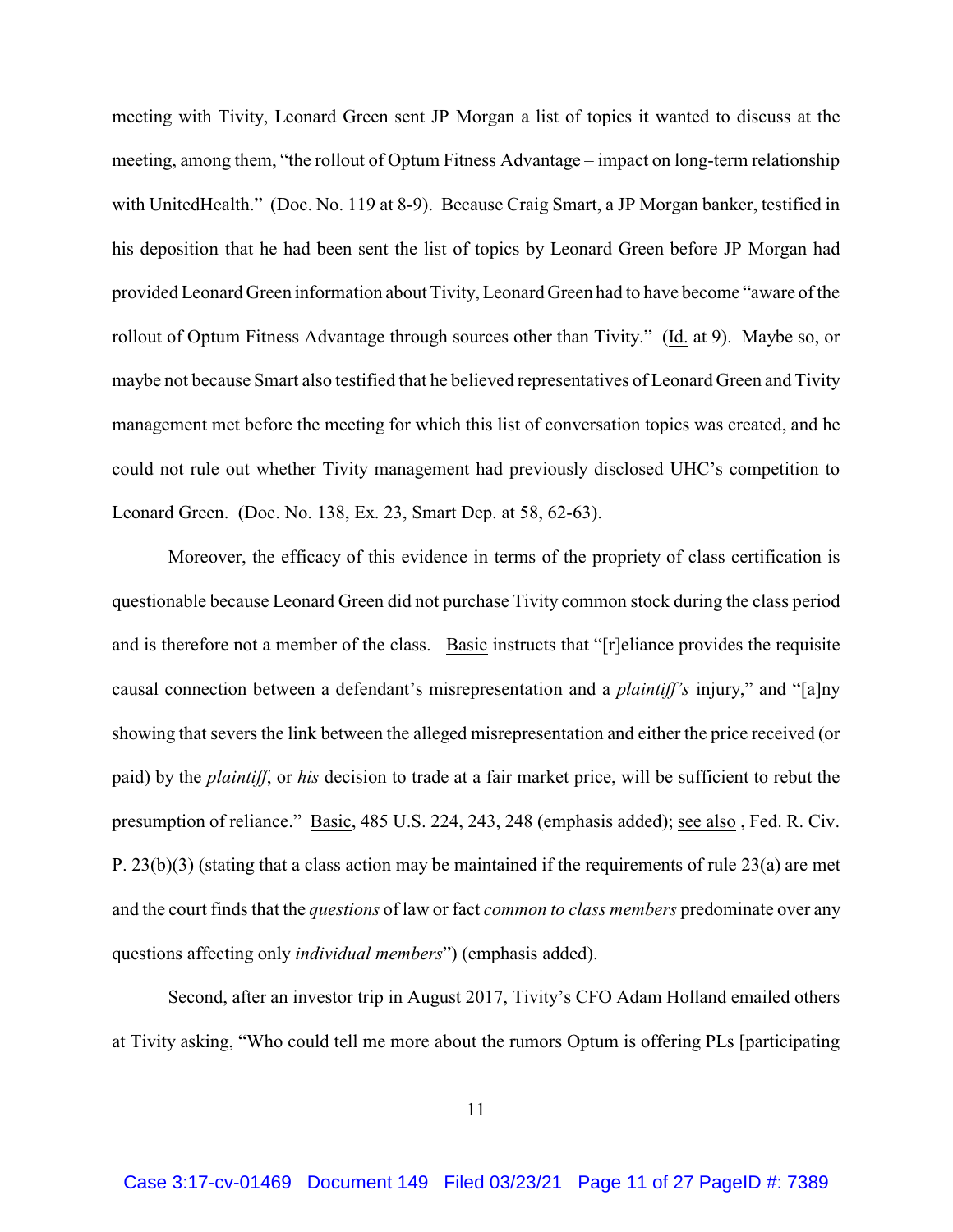meeting with Tivity, Leonard Green sent JP Morgan a list of topics it wanted to discuss at the meeting, among them, "the rollout of Optum Fitness Advantage – impact on long-term relationship with UnitedHealth." (Doc. No. 119 at 8-9). Because Craig Smart, a JP Morgan banker, testified in his deposition that he had been sent the list of topics by Leonard Green before JP Morgan had provided Leonard Green information about Tivity, Leonard Green had to have become "aware of the rollout of Optum Fitness Advantage through sources other than Tivity." (Id. at 9). Maybe so, or maybe not because Smart also testified that he believed representatives of Leonard Green and Tivity management met before the meeting for which this list of conversation topics was created, and he could not rule out whether Tivity management had previously disclosed UHC's competition to Leonard Green. (Doc. No. 138, Ex. 23, Smart Dep. at 58, 62-63).

Moreover, the efficacy of this evidence in terms of the propriety of class certification is questionable because Leonard Green did not purchase Tivity common stock during the class period and is therefore not a member of the class. Basic instructs that "[r]eliance provides the requisite causal connection between a defendant's misrepresentation and a *plaintiff's* injury," and "[a]ny showing that severs the link between the alleged misrepresentation and either the price received (or paid) by the *plaintiff*, or *his* decision to trade at a fair market price, will be sufficient to rebut the presumption of reliance." Basic, 485 U.S. 224, 243, 248 (emphasis added); see also , Fed. R. Civ. P. 23(b)(3) (stating that a class action may be maintained if the requirements of rule 23(a) are met and the court finds that the *questions* of law or fact *common to class members* predominate over any questions affecting only *individual members*") (emphasis added).

Second, after an investor trip in August 2017, Tivity's CFO Adam Holland emailed others at Tivity asking, "Who could tell me more about the rumors Optum is offering PLs [participating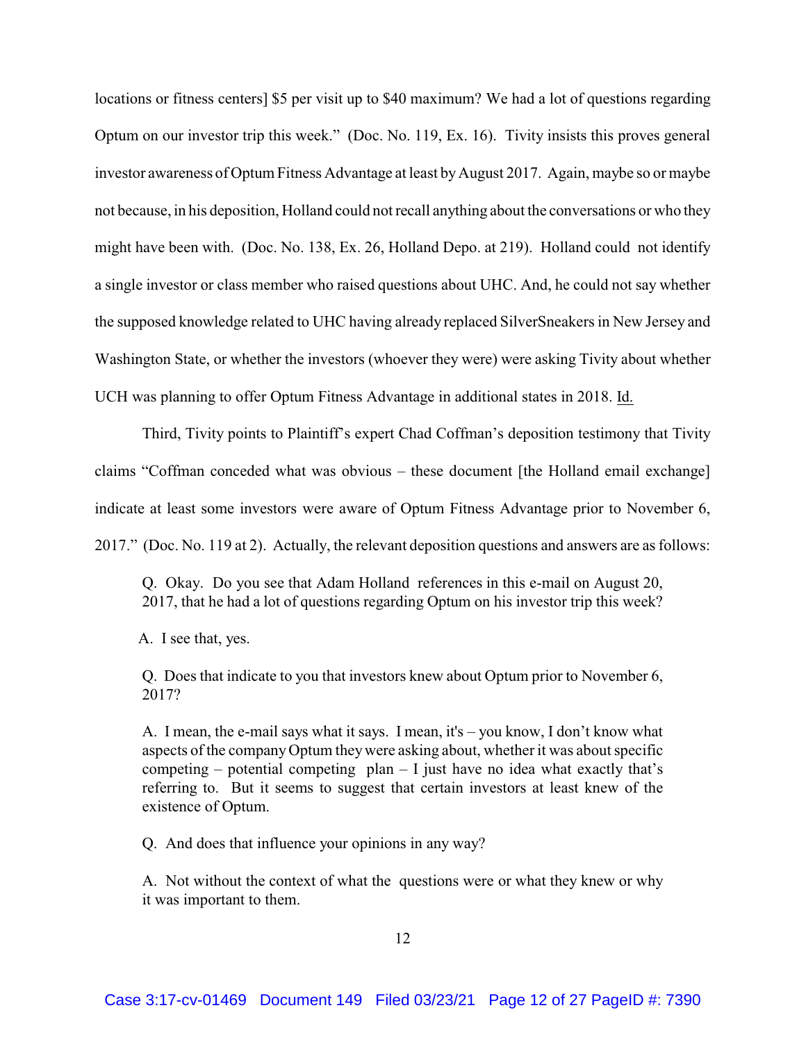locations or fitness centers] $5 per visit up to $40 maximum? We had a lot of questions regarding Optum on our investor trip this week." (Doc. No. 119, Ex. 16). Tivity insists this proves general investor awareness of Optum Fitness Advantage at least by August 2017. Again, maybe so or maybe not because, in his deposition, Holland could not recall anything about the conversations or who they might have been with. (Doc. No. 138, Ex. 26, Holland Depo. at 219). Holland could not identify a single investor or class member who raised questions about UHC. And, he could not say whether the supposed knowledge related to UHC having already replaced SilverSneakers in New Jersey and Washington State, or whether the investors (whoever they were) were asking Tivity about whether UCH was planning to offer Optum Fitness Advantage in additional states in 2018. Id.

Third, Tivity points to Plaintiff's expert Chad Coffman's deposition testimony that Tivity claims "Coffman conceded what was obvious – these document [the Holland email exchange] indicate at least some investors were aware of Optum Fitness Advantage prior to November 6, 2017." (Doc. No. 119 at 2). Actually, the relevant deposition questions and answers are as follows:

> Q. Okay. Do you see that Adam Holland references in this e-mail on August 20, 2017, that he had a lot of questions regarding Optum on his investor trip this week?
>
> A. I see that, yes.
>
> Q. Does that indicate to you that investors knew about Optum prior to November 6, 2017?
>
> A. I mean, the e-mail says what it says. I mean, it's – you know, I don't know what aspects of the company Optum they were asking about, whether it was about specific competing – potential competing plan – I just have no idea what exactly that's referring to. But it seems to suggest that certain investors at least knew of the existence of Optum.
>
> Q. And does that influence your opinions in any way?
>
> A. Not without the context of what the questions were or what they knew or why it was important to them.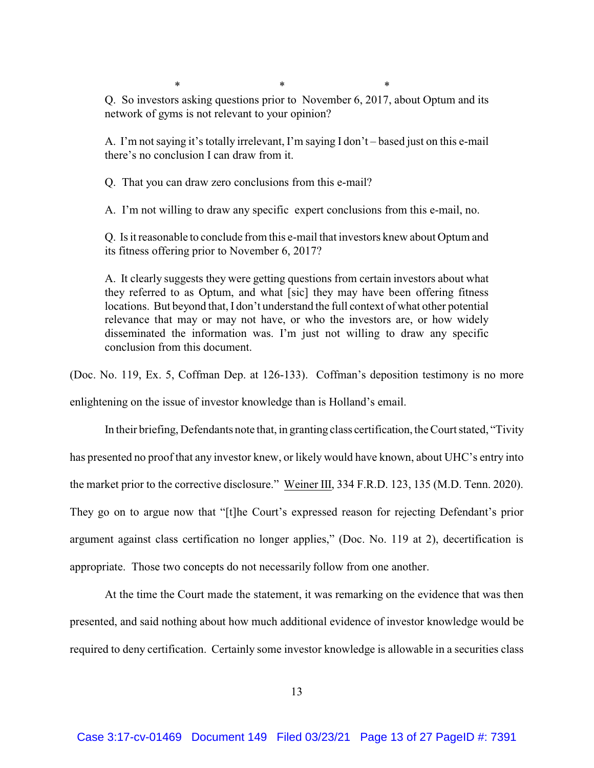\*                    \*                    \*

> Q. So investors asking questions prior to November 6, 2017, about Optum and its network of gyms is not relevant to your opinion?
>
> A. I'm not saying it's totally irrelevant, I'm saying I don't – based just on this e-mail there's no conclusion I can draw from it.
>
> Q. That you can draw zero conclusions from this e-mail?
>
> A. I'm not willing to draw any specific expert conclusions from this e-mail, no.
>
> Q. Is it reasonable to conclude from this e-mail that investors knew about Optum and its fitness offering prior to November 6, 2017?
>
> A. It clearly suggests they were getting questions from certain investors about what they referred to as Optum, and what [sic] they may have been offering fitness locations. But beyond that, I don't understand the full context of what other potential relevance that may or may not have, or who the investors are, or how widely disseminated the information was. I'm just not willing to draw any specific conclusion from this document.

(Doc. No. 119, Ex. 5, Coffman Dep. at 126-133). Coffman's deposition testimony is no more enlightening on the issue of investor knowledge than is Holland's email.

In their briefing, Defendants note that, in granting class certification, the Court stated, "Tivity has presented no proof that any investor knew, or likely would have known, about UHC's entry into the market prior to the corrective disclosure." Weiner III, 334 F.R.D. 123, 135 (M.D. Tenn. 2020). They go on to argue now that "[t]he Court's expressed reason for rejecting Defendant's prior argument against class certification no longer applies," (Doc. No. 119 at 2), decertification is appropriate. Those two concepts do not necessarily follow from one another.

At the time the Court made the statement, it was remarking on the evidence that was then presented, and said nothing about how much additional evidence of investor knowledge would be required to deny certification. Certainly some investor knowledge is allowable in a securities class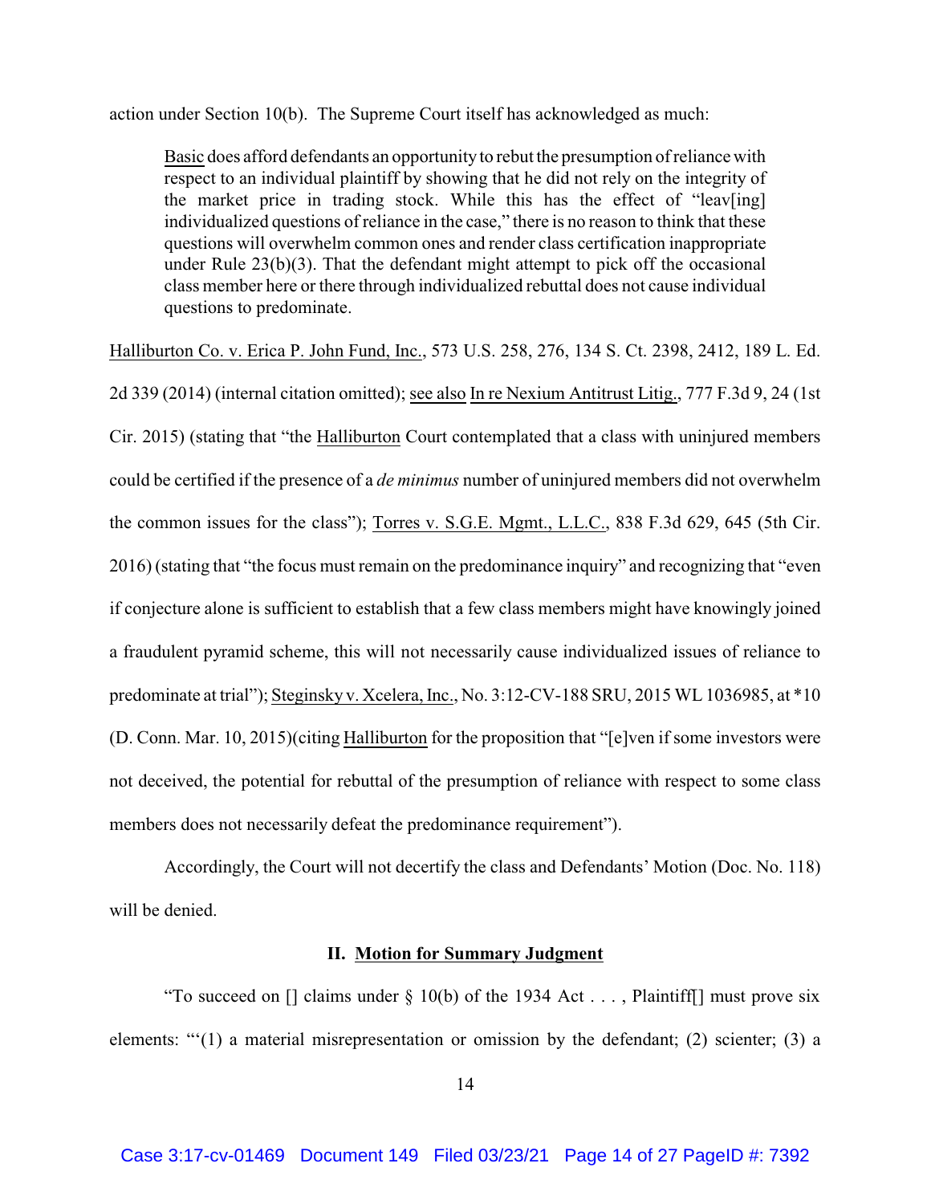action under Section 10(b). The Supreme Court itself has acknowledged as much:

> Basic does afford defendants an opportunity to rebut the presumption of reliance with respect to an individual plaintiff by showing that he did not rely on the integrity of the market price in trading stock. While this has the effect of "leav[ing] individualized questions of reliance in the case," there is no reason to think that these questions will overwhelm common ones and render class certification inappropriate under Rule 23(b)(3). That the defendant might attempt to pick off the occasional class member here or there through individualized rebuttal does not cause individual questions to predominate.

Halliburton Co. v. Erica P. John Fund, Inc., 573 U.S. 258, 276, 134 S. Ct. 2398, 2412, 189 L. Ed. 2d 339 (2014) (internal citation omitted); see also In re Nexium Antitrust Litig., 777 F.3d 9, 24 (1st Cir. 2015) (stating that "the Halliburton Court contemplated that a class with uninjured members could be certified if the presence of a *de minimus* number of uninjured members did not overwhelm the common issues for the class"); Torres v. S.G.E. Mgmt., L.L.C., 838 F.3d 629, 645 (5th Cir. 2016) (stating that "the focus must remain on the predominance inquiry" and recognizing that "even if conjecture alone is sufficient to establish that a few class members might have knowingly joined a fraudulent pyramid scheme, this will not necessarily cause individualized issues of reliance to predominate at trial"); Steginsky v. Xcelera, Inc., No. 3:12-CV-188 SRU, 2015 WL 1036985, at *10 (D. Conn. Mar. 10, 2015)(citing Halliburton for the proposition that "[e]ven if some investors were not deceived, the potential for rebuttal of the presumption of reliance with respect to some class members does not necessarily defeat the predominance requirement").

Accordingly, the Court will not decertify the class and Defendants' Motion (Doc. No. 118) will be denied.

## II. Motion for Summary Judgment

"To succeed on [] claims under § 10(b) of the 1934 Act . . . , Plaintiff[] must prove six elements: "'(1) a material misrepresentation or omission by the defendant; (2) scienter; (3) a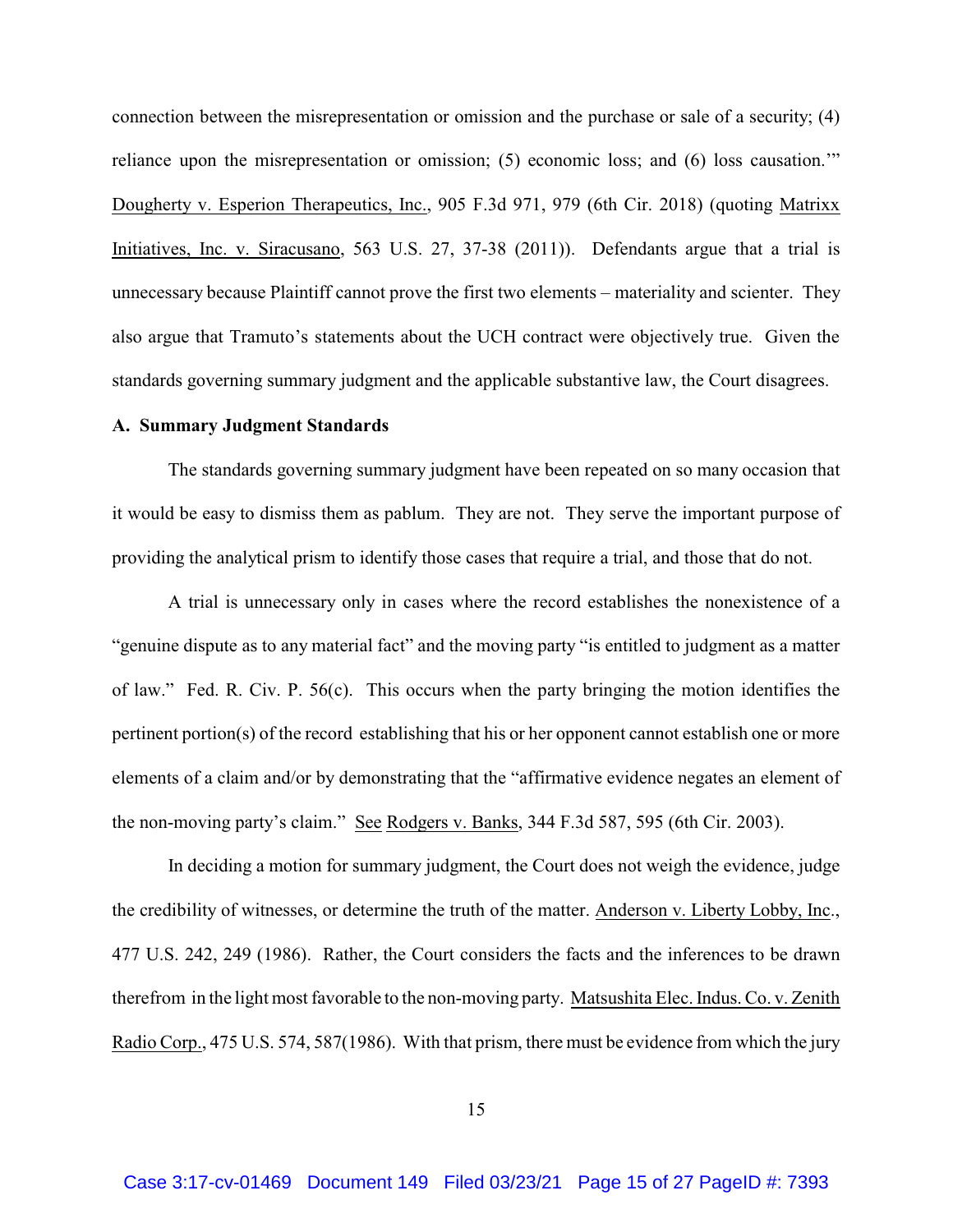connection between the misrepresentation or omission and the purchase or sale of a security; (4) reliance upon the misrepresentation or omission; (5) economic loss; and (6) loss causation.'" Dougherty v. Esperion Therapeutics, Inc., 905 F.3d 971, 979 (6th Cir. 2018) (quoting Matrixx Initiatives, Inc. v. Siracusano, 563 U.S. 27, 37-38 (2011)). Defendants argue that a trial is unnecessary because Plaintiff cannot prove the first two elements – materiality and scienter. They also argue that Tramuto's statements about the UCH contract were objectively true. Given the standards governing summary judgment and the applicable substantive law, the Court disagrees.

**A. Summary Judgment Standards**

The standards governing summary judgment have been repeated on so many occasion that it would be easy to dismiss them as pablum. They are not. They serve the important purpose of providing the analytical prism to identify those cases that require a trial, and those that do not.

A trial is unnecessary only in cases where the record establishes the nonexistence of a "genuine dispute as to any material fact" and the moving party "is entitled to judgment as a matter of law." Fed. R. Civ. P. 56(c). This occurs when the party bringing the motion identifies the pertinent portion(s) of the record establishing that his or her opponent cannot establish one or more elements of a claim and/or by demonstrating that the "affirmative evidence negates an element of the non-moving party's claim." See Rodgers v. Banks, 344 F.3d 587, 595 (6th Cir. 2003).

In deciding a motion for summary judgment, the Court does not weigh the evidence, judge the credibility of witnesses, or determine the truth of the matter. Anderson v. Liberty Lobby, Inc., 477 U.S. 242, 249 (1986). Rather, the Court considers the facts and the inferences to be drawn therefrom in the light most favorable to the non-moving party. Matsushita Elec. Indus. Co. v. Zenith Radio Corp., 475 U.S. 574, 587(1986). With that prism, there must be evidence from which the jury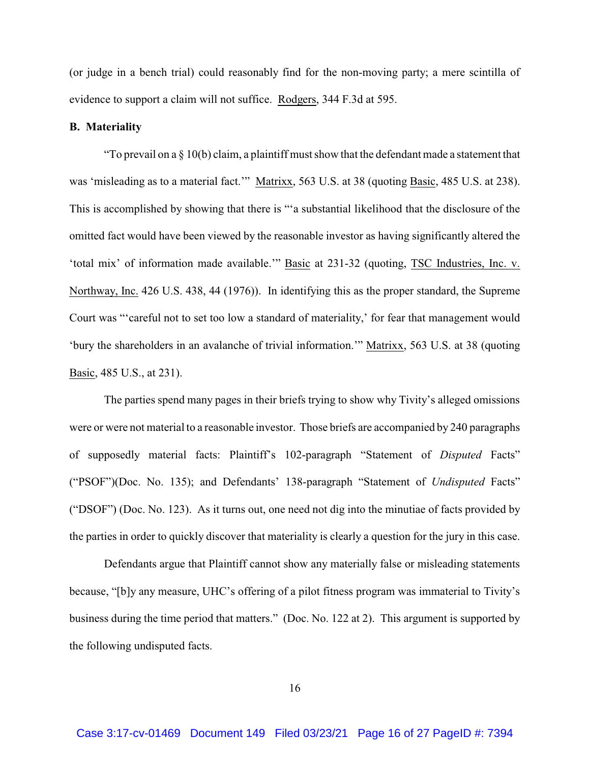(or judge in a bench trial) could reasonably find for the non-moving party; a mere scintilla of evidence to support a claim will not suffice. Rodgers, 344 F.3d at 595.

**B. Materiality**

"To prevail on a § 10(b) claim, a plaintiff must show that the defendant made a statement that was 'misleading as to a material fact.'" Matrixx, 563 U.S. at 38 (quoting Basic, 485 U.S. at 238). This is accomplished by showing that there is "'a substantial likelihood that the disclosure of the omitted fact would have been viewed by the reasonable investor as having significantly altered the 'total mix' of information made available.'" Basic at 231-32 (quoting, TSC Industries, Inc. v. Northway, Inc. 426 U.S. 438, 44 (1976)). In identifying this as the proper standard, the Supreme Court was "'careful not to set too low a standard of materiality,' for fear that management would 'bury the shareholders in an avalanche of trivial information.'" Matrixx, 563 U.S. at 38 (quoting Basic, 485 U.S., at 231).

The parties spend many pages in their briefs trying to show why Tivity's alleged omissions were or were not material to a reasonable investor. Those briefs are accompanied by 240 paragraphs of supposedly material facts: Plaintiff's 102-paragraph "Statement of *Disputed* Facts" ("PSOF")(Doc. No. 135); and Defendants' 138-paragraph "Statement of *Undisputed* Facts" ("DSOF") (Doc. No. 123). As it turns out, one need not dig into the minutiae of facts provided by the parties in order to quickly discover that materiality is clearly a question for the jury in this case.

Defendants argue that Plaintiff cannot show any materially false or misleading statements because, "[b]y any measure, UHC's offering of a pilot fitness program was immaterial to Tivity's business during the time period that matters." (Doc. No. 122 at 2). This argument is supported by the following undisputed facts.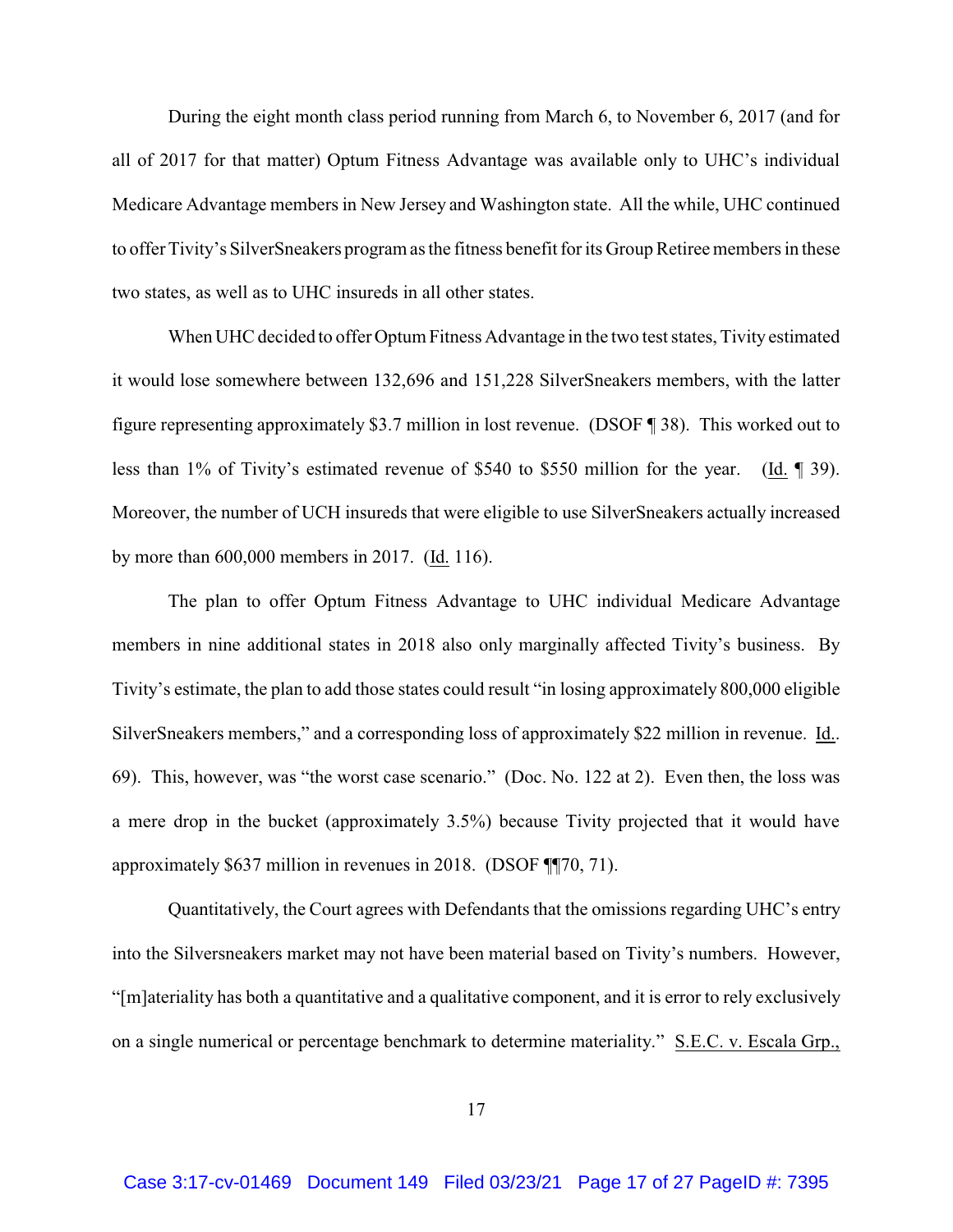During the eight month class period running from March 6, to November 6, 2017 (and for all of 2017 for that matter) Optum Fitness Advantage was available only to UHC's individual Medicare Advantage members in New Jersey and Washington state. All the while, UHC continued to offer Tivity's SilverSneakers program as the fitness benefit for its Group Retiree members in these two states, as well as to UHC insureds in all other states.

When UHC decided to offer Optum Fitness Advantage in the two test states, Tivity estimated it would lose somewhere between 132,696 and 151,228 SilverSneakers members, with the latter figure representing approximately $3.7 million in lost revenue. (DSOF ¶ 38). This worked out to less than 1% of Tivity's estimated revenue of $540 to $550 million for the year. (Id. ¶ 39). Moreover, the number of UCH insureds that were eligible to use SilverSneakers actually increased by more than 600,000 members in 2017. (Id. 116).

The plan to offer Optum Fitness Advantage to UHC individual Medicare Advantage members in nine additional states in 2018 also only marginally affected Tivity's business. By Tivity's estimate, the plan to add those states could result "in losing approximately 800,000 eligible SilverSneakers members," and a corresponding loss of approximately $22 million in revenue. Id.. 69). This, however, was "the worst case scenario." (Doc. No. 122 at 2). Even then, the loss was a mere drop in the bucket (approximately 3.5%) because Tivity projected that it would have approximately $637 million in revenues in 2018. (DSOF ¶¶70, 71).

Quantitatively, the Court agrees with Defendants that the omissions regarding UHC's entry into the Silversneakers market may not have been material based on Tivity's numbers. However, "[m]ateriality has both a quantitative and a qualitative component, and it is error to rely exclusively on a single numerical or percentage benchmark to determine materiality." S.E.C. v. Escala Grp.,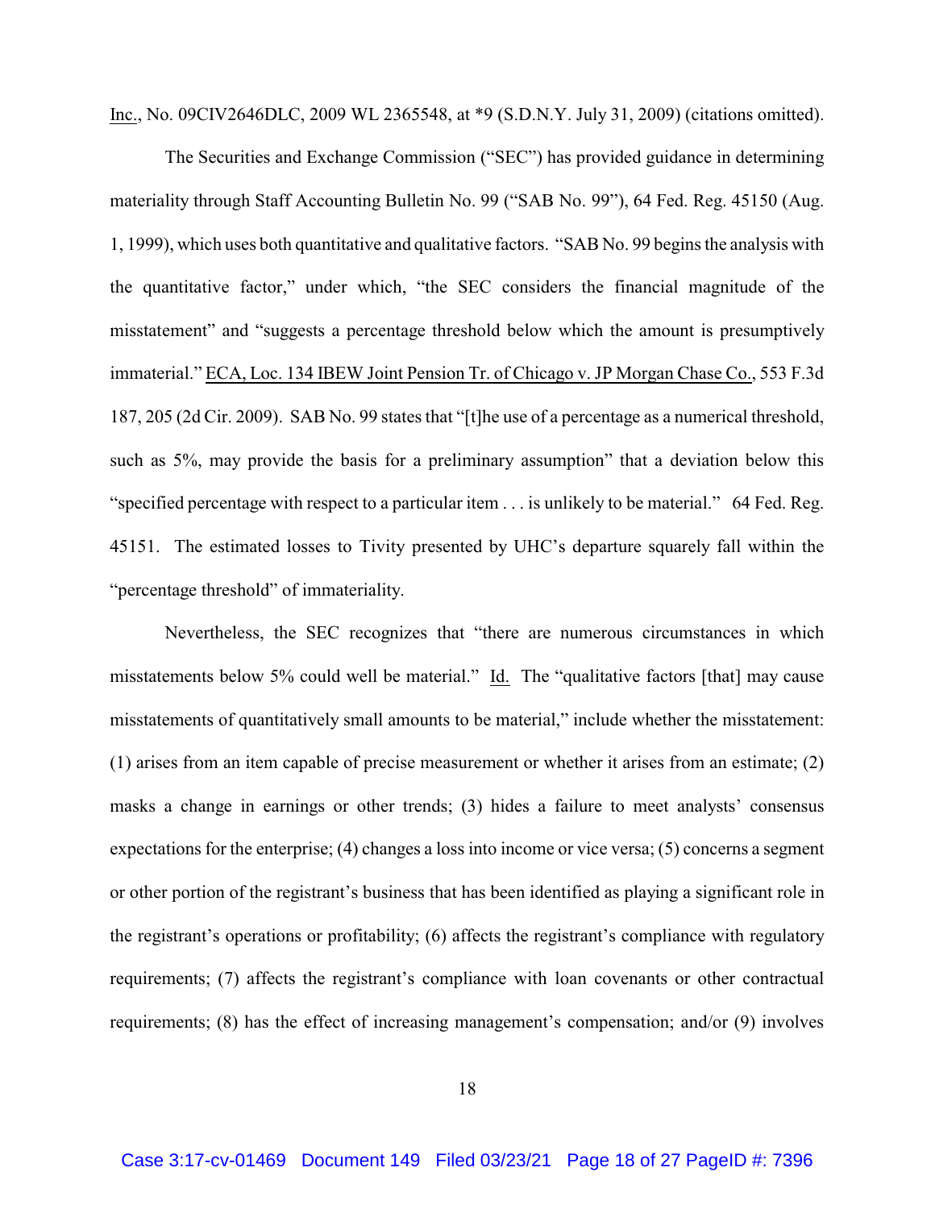Inc., No. 09CIV2646DLC, 2009 WL 2365548, at *9 (S.D.N.Y. July 31, 2009) (citations omitted).

The Securities and Exchange Commission ("SEC") has provided guidance in determining materiality through Staff Accounting Bulletin No. 99 ("SAB No. 99"), 64 Fed. Reg. 45150 (Aug. 1, 1999), which uses both quantitative and qualitative factors. "SAB No. 99 begins the analysis with the quantitative factor," under which, "the SEC considers the financial magnitude of the misstatement" and "suggests a percentage threshold below which the amount is presumptively immaterial." ECA, Loc. 134 IBEW Joint Pension Tr. of Chicago v. JP Morgan Chase Co., 553 F.3d 187, 205 (2d Cir. 2009). SAB No. 99 states that "[t]he use of a percentage as a numerical threshold, such as 5%, may provide the basis for a preliminary assumption" that a deviation below this "specified percentage with respect to a particular item . . . is unlikely to be material." 64 Fed. Reg. 45151. The estimated losses to Tivity presented by UHC's departure squarely fall within the "percentage threshold" of immateriality.

Nevertheless, the SEC recognizes that "there are numerous circumstances in which misstatements below 5% could well be material." Id. The "qualitative factors [that] may cause misstatements of quantitatively small amounts to be material," include whether the misstatement: (1) arises from an item capable of precise measurement or whether it arises from an estimate; (2) masks a change in earnings or other trends; (3) hides a failure to meet analysts' consensus expectations for the enterprise; (4) changes a loss into income or vice versa; (5) concerns a segment or other portion of the registrant's business that has been identified as playing a significant role in the registrant's operations or profitability; (6) affects the registrant's compliance with regulatory requirements; (7) affects the registrant's compliance with loan covenants or other contractual requirements; (8) has the effect of increasing management's compensation; and/or (9) involves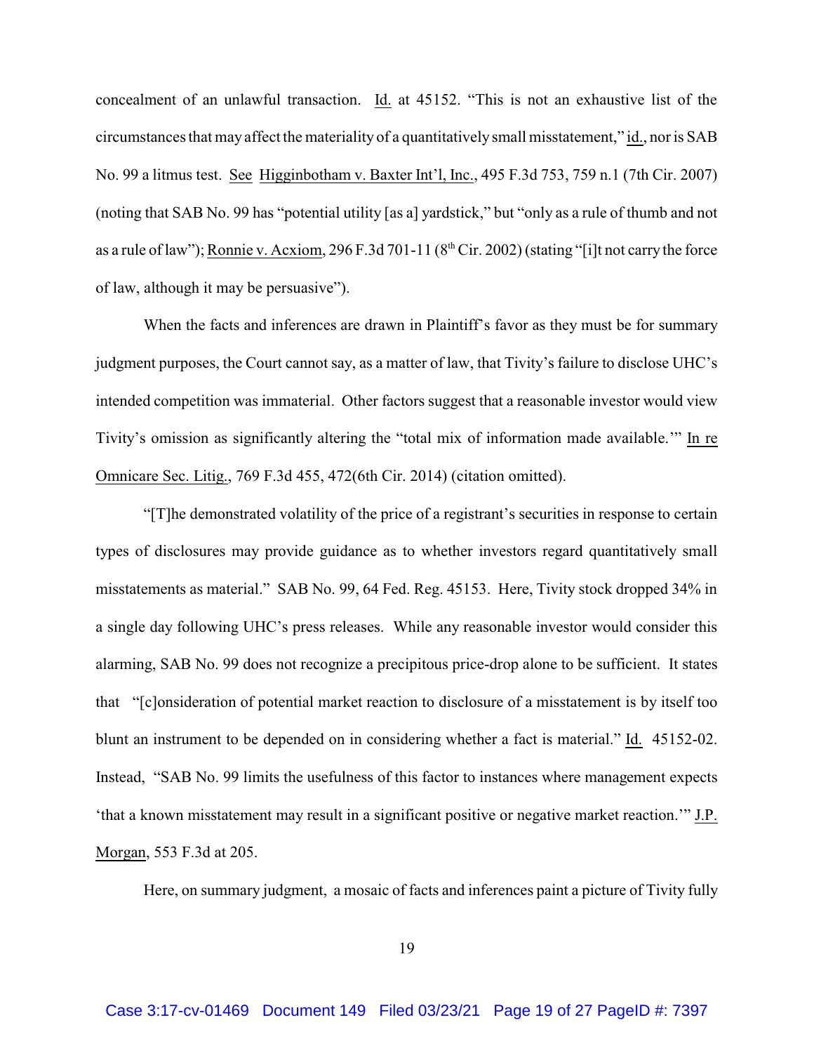concealment of an unlawful transaction. Id. at 45152. "This is not an exhaustive list of the circumstances that may affect the materiality of a quantitatively small misstatement," id., nor is SAB No. 99 a litmus test. See Higginbotham v. Baxter Int'l, Inc., 495 F.3d 753, 759 n.1 (7th Cir. 2007) (noting that SAB No. 99 has "potential utility [as a] yardstick," but "only as a rule of thumb and not as a rule of law"); Ronnie v. Acxiom, 296 F.3d 701-11 (8th Cir. 2002) (stating "[i]t not carry the force of law, although it may be persuasive").

When the facts and inferences are drawn in Plaintiff's favor as they must be for summary judgment purposes, the Court cannot say, as a matter of law, that Tivity's failure to disclose UHC's intended competition was immaterial. Other factors suggest that a reasonable investor would view Tivity's omission as significantly altering the "total mix of information made available.'" In re Omnicare Sec. Litig., 769 F.3d 455, 472(6th Cir. 2014) (citation omitted).

"[T]he demonstrated volatility of the price of a registrant's securities in response to certain types of disclosures may provide guidance as to whether investors regard quantitatively small misstatements as material." SAB No. 99, 64 Fed. Reg. 45153. Here, Tivity stock dropped 34% in a single day following UHC's press releases. While any reasonable investor would consider this alarming, SAB No. 99 does not recognize a precipitous price-drop alone to be sufficient. It states that "[c]onsideration of potential market reaction to disclosure of a misstatement is by itself too blunt an instrument to be depended on in considering whether a fact is material." Id. 45152-02. Instead, "SAB No. 99 limits the usefulness of this factor to instances where management expects 'that a known misstatement may result in a significant positive or negative market reaction.'" J.P. Morgan, 553 F.3d at 205.

Here, on summary judgment, a mosaic of facts and inferences paint a picture of Tivity fully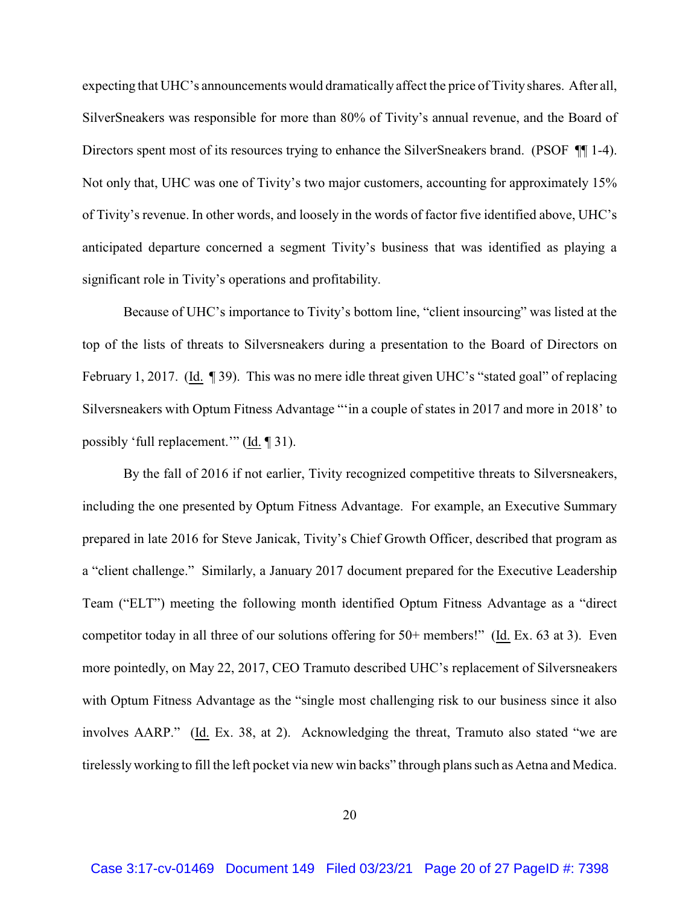expecting that UHC's announcements would dramatically affect the price of Tivity shares. After all, SilverSneakers was responsible for more than 80% of Tivity's annual revenue, and the Board of Directors spent most of its resources trying to enhance the SilverSneakers brand. (PSOF ¶¶ 1-4). Not only that, UHC was one of Tivity's two major customers, accounting for approximately 15% of Tivity's revenue. In other words, and loosely in the words of factor five identified above, UHC's anticipated departure concerned a segment Tivity's business that was identified as playing a significant role in Tivity's operations and profitability.

Because of UHC's importance to Tivity's bottom line, "client insourcing" was listed at the top of the lists of threats to Silversneakers during a presentation to the Board of Directors on February 1, 2017. (Id. ¶ 39). This was no mere idle threat given UHC's "stated goal" of replacing Silversneakers with Optum Fitness Advantage "'in a couple of states in 2017 and more in 2018' to possibly 'full replacement.'" (Id. ¶ 31).

By the fall of 2016 if not earlier, Tivity recognized competitive threats to Silversneakers, including the one presented by Optum Fitness Advantage. For example, an Executive Summary prepared in late 2016 for Steve Janicak, Tivity's Chief Growth Officer, described that program as a "client challenge." Similarly, a January 2017 document prepared for the Executive Leadership Team ("ELT") meeting the following month identified Optum Fitness Advantage as a "direct competitor today in all three of our solutions offering for 50+ members!" (Id. Ex. 63 at 3). Even more pointedly, on May 22, 2017, CEO Tramuto described UHC's replacement of Silversneakers with Optum Fitness Advantage as the "single most challenging risk to our business since it also involves AARP." (Id. Ex. 38, at 2). Acknowledging the threat, Tramuto also stated "we are tirelessly working to fill the left pocket via new win backs" through plans such as Aetna and Medica.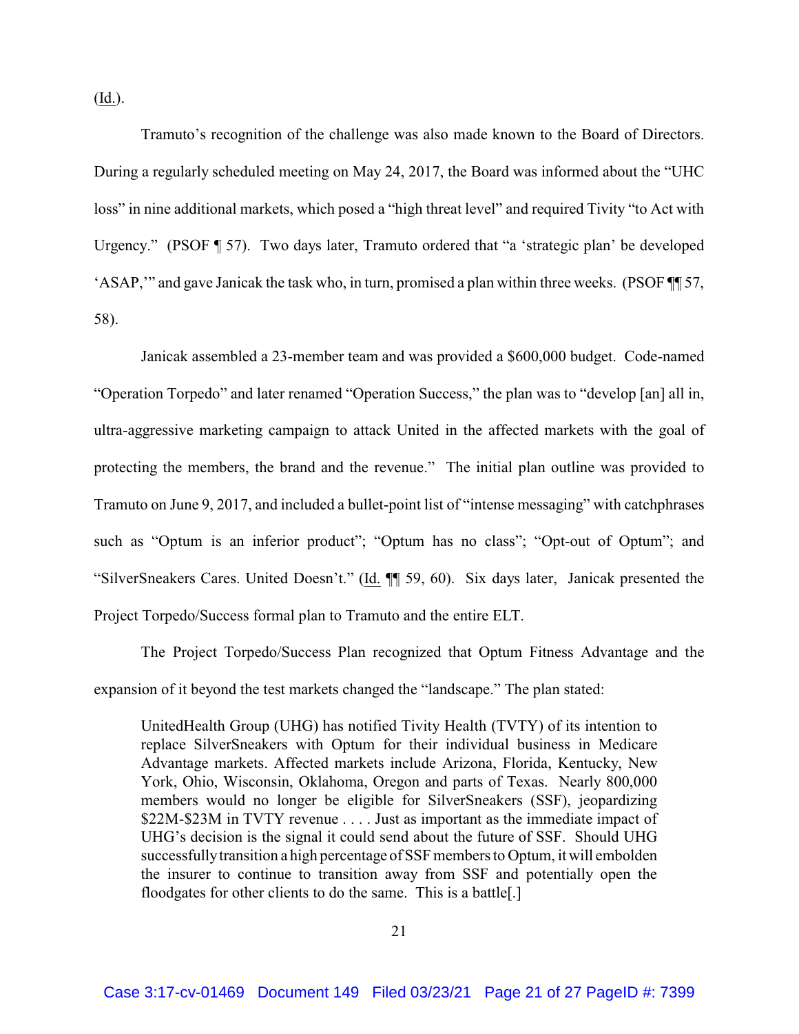(Id.).

Tramuto's recognition of the challenge was also made known to the Board of Directors. During a regularly scheduled meeting on May 24, 2017, the Board was informed about the "UHC loss" in nine additional markets, which posed a "high threat level" and required Tivity "to Act with Urgency." (PSOF ¶ 57). Two days later, Tramuto ordered that "a 'strategic plan' be developed 'ASAP,'" and gave Janicak the task who, in turn, promised a plan within three weeks. (PSOF ¶¶ 57, 58).

Janicak assembled a 23-member team and was provided a $600,000 budget. Code-named "Operation Torpedo" and later renamed "Operation Success," the plan was to "develop [an] all in, ultra-aggressive marketing campaign to attack United in the affected markets with the goal of protecting the members, the brand and the revenue." The initial plan outline was provided to Tramuto on June 9, 2017, and included a bullet-point list of "intense messaging" with catchphrases such as "Optum is an inferior product"; "Optum has no class"; "Opt-out of Optum"; and "SilverSneakers Cares. United Doesn't." (Id. ¶¶ 59, 60). Six days later, Janicak presented the Project Torpedo/Success formal plan to Tramuto and the entire ELT.

The Project Torpedo/Success Plan recognized that Optum Fitness Advantage and the expansion of it beyond the test markets changed the "landscape." The plan stated:

> UnitedHealth Group (UHG) has notified Tivity Health (TVTY) of its intention to replace SilverSneakers with Optum for their individual business in Medicare Advantage markets. Affected markets include Arizona, Florida, Kentucky, New York, Ohio, Wisconsin, Oklahoma, Oregon and parts of Texas. Nearly 800,000 members would no longer be eligible for SilverSneakers (SSF), jeopardizing $22M-$23M in TVTY revenue . . . . Just as important as the immediate impact of UHG's decision is the signal it could send about the future of SSF. Should UHG successfully transition a high percentage of SSF members to Optum, it will embolden the insurer to continue to transition away from SSF and potentially open the floodgates for other clients to do the same. This is a battle[.]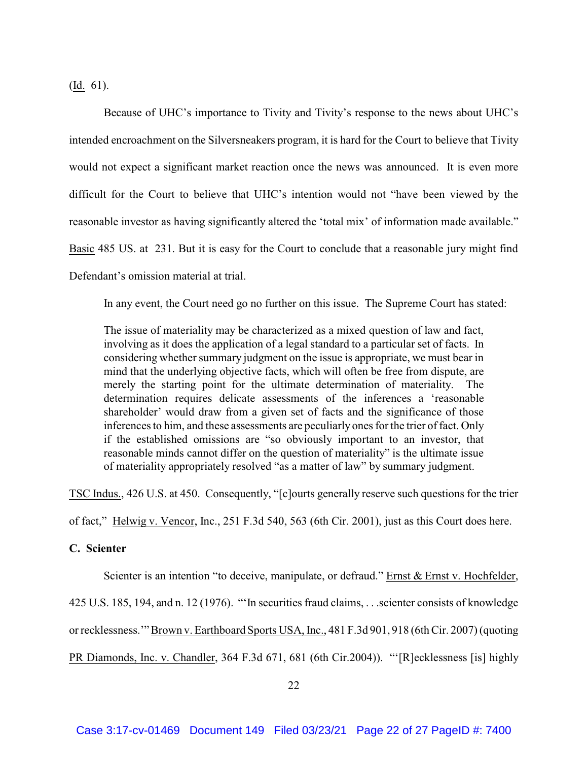(Id. 61).

Because of UHC's importance to Tivity and Tivity's response to the news about UHC's intended encroachment on the Silversneakers program, it is hard for the Court to believe that Tivity would not expect a significant market reaction once the news was announced. It is even more difficult for the Court to believe that UHC's intention would not "have been viewed by the reasonable investor as having significantly altered the 'total mix' of information made available." Basic 485 US. at 231. But it is easy for the Court to conclude that a reasonable jury might find Defendant's omission material at trial.

In any event, the Court need go no further on this issue. The Supreme Court has stated:

> The issue of materiality may be characterized as a mixed question of law and fact, involving as it does the application of a legal standard to a particular set of facts. In considering whether summary judgment on the issue is appropriate, we must bear in mind that the underlying objective facts, which will often be free from dispute, are merely the starting point for the ultimate determination of materiality. The determination requires delicate assessments of the inferences a 'reasonable shareholder' would draw from a given set of facts and the significance of those inferences to him, and these assessments are peculiarly ones for the trier of fact. Only if the established omissions are "so obviously important to an investor, that reasonable minds cannot differ on the question of materiality" is the ultimate issue of materiality appropriately resolved "as a matter of law" by summary judgment.

TSC Indus., 426 U.S. at 450. Consequently, "[c]ourts generally reserve such questions for the trier of fact," Helwig v. Vencor, Inc., 251 F.3d 540, 563 (6th Cir. 2001), just as this Court does here.

**C. Scienter**

Scienter is an intention "to deceive, manipulate, or defraud." Ernst & Ernst v. Hochfelder, 425 U.S. 185, 194, and n. 12 (1976). "'In securities fraud claims, . . .scienter consists of knowledge or recklessness.'" Brown v. Earthboard Sports USA, Inc., 481 F.3d 901, 918 (6th Cir. 2007) (quoting PR Diamonds, Inc. v. Chandler, 364 F.3d 671, 681 (6th Cir.2004)). "'[R]ecklessness [is] highly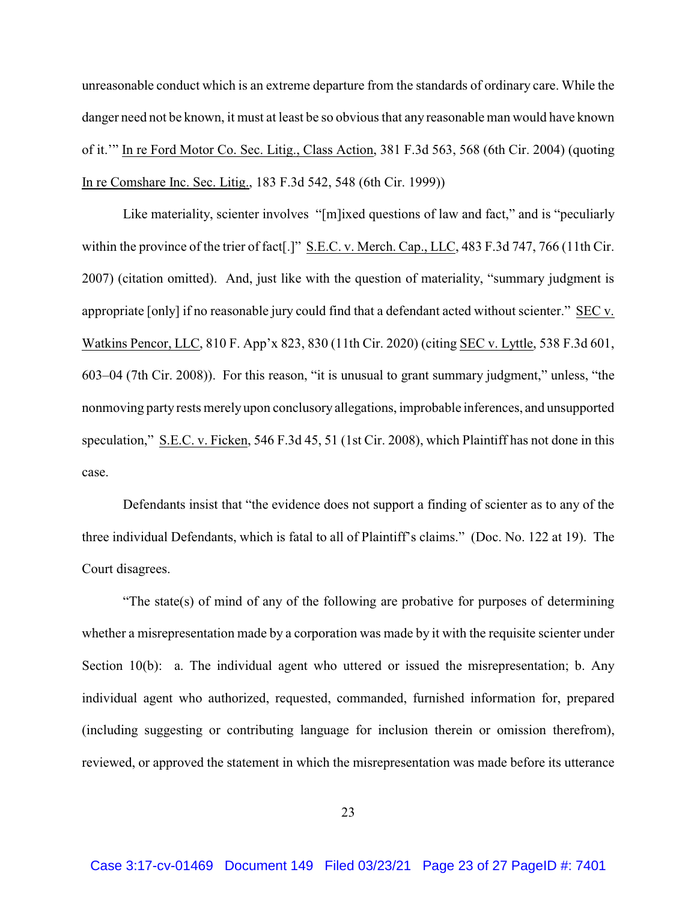unreasonable conduct which is an extreme departure from the standards of ordinary care. While the danger need not be known, it must at least be so obvious that any reasonable man would have known of it.'" In re Ford Motor Co. Sec. Litig., Class Action, 381 F.3d 563, 568 (6th Cir. 2004) (quoting In re Comshare Inc. Sec. Litig., 183 F.3d 542, 548 (6th Cir. 1999))

Like materiality, scienter involves "[m]ixed questions of law and fact," and is "peculiarly within the province of the trier of fact[.]" S.E.C. v. Merch. Cap., LLC, 483 F.3d 747, 766 (11th Cir. 2007) (citation omitted). And, just like with the question of materiality, "summary judgment is appropriate [only] if no reasonable jury could find that a defendant acted without scienter." SEC v. Watkins Pencor, LLC, 810 F. App'x 823, 830 (11th Cir. 2020) (citing SEC v. Lyttle, 538 F.3d 601, 603–04 (7th Cir. 2008)). For this reason, "it is unusual to grant summary judgment," unless, "the nonmoving party rests merely upon conclusory allegations, improbable inferences, and unsupported speculation," S.E.C. v. Ficken, 546 F.3d 45, 51 (1st Cir. 2008), which Plaintiff has not done in this case.

Defendants insist that "the evidence does not support a finding of scienter as to any of the three individual Defendants, which is fatal to all of Plaintiff's claims." (Doc. No. 122 at 19). The Court disagrees.

"The state(s) of mind of any of the following are probative for purposes of determining whether a misrepresentation made by a corporation was made by it with the requisite scienter under Section 10(b): a. The individual agent who uttered or issued the misrepresentation; b. Any individual agent who authorized, requested, commanded, furnished information for, prepared (including suggesting or contributing language for inclusion therein or omission therefrom), reviewed, or approved the statement in which the misrepresentation was made before its utterance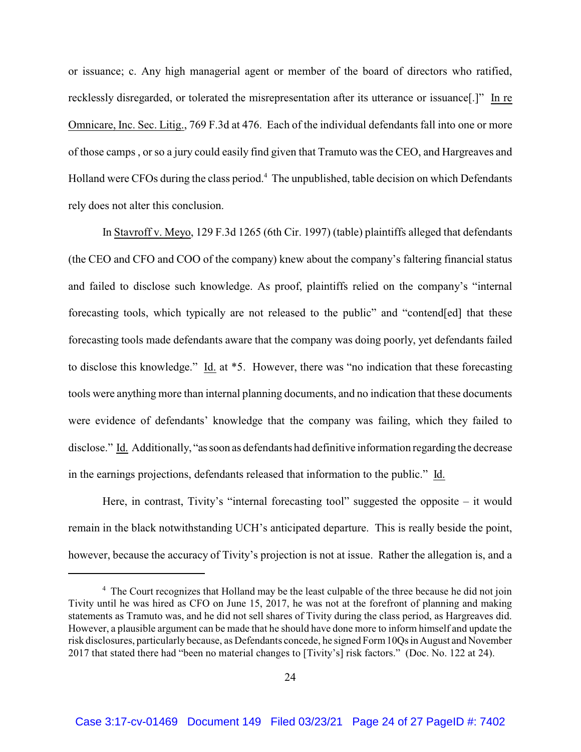or issuance; c. Any high managerial agent or member of the board of directors who ratified, recklessly disregarded, or tolerated the misrepresentation after its utterance or issuance[.]" In re Omnicare, Inc. Sec. Litig., 769 F.3d at 476. Each of the individual defendants fall into one or more of those camps , or so a jury could easily find given that Tramuto was the CEO, and Hargreaves and Holland were CFOs during the class period.[4] The unpublished, table decision on which Defendants rely does not alter this conclusion.

In Stavroff v. Meyo, 129 F.3d 1265 (6th Cir. 1997) (table) plaintiffs alleged that defendants (the CEO and CFO and COO of the company) knew about the company's faltering financial status and failed to disclose such knowledge. As proof, plaintiffs relied on the company's "internal forecasting tools, which typically are not released to the public" and "contend[ed] that these forecasting tools made defendants aware that the company was doing poorly, yet defendants failed to disclose this knowledge." Id. at *5. However, there was "no indication that these forecasting tools were anything more than internal planning documents, and no indication that these documents were evidence of defendants' knowledge that the company was failing, which they failed to disclose." Id. Additionally, "as soon as defendants had definitive information regarding the decrease in the earnings projections, defendants released that information to the public." Id.

Here, in contrast, Tivity's "internal forecasting tool" suggested the opposite – it would remain in the black notwithstanding UCH's anticipated departure. This is really beside the point, however, because the accuracy of Tivity's projection is not at issue. Rather the allegation is, and a

---

[4] The Court recognizes that Holland may be the least culpable of the three because he did not join Tivity until he was hired as CFO on June 15, 2017, he was not at the forefront of planning and making statements as Tramuto was, and he did not sell shares of Tivity during the class period, as Hargreaves did. However, a plausible argument can be made that he should have done more to inform himself and update the risk disclosures, particularly because, as Defendants concede, he signed Form 10Qs in August and November 2017 that stated there had "been no material changes to [Tivity's] risk factors." (Doc. No. 122 at 24).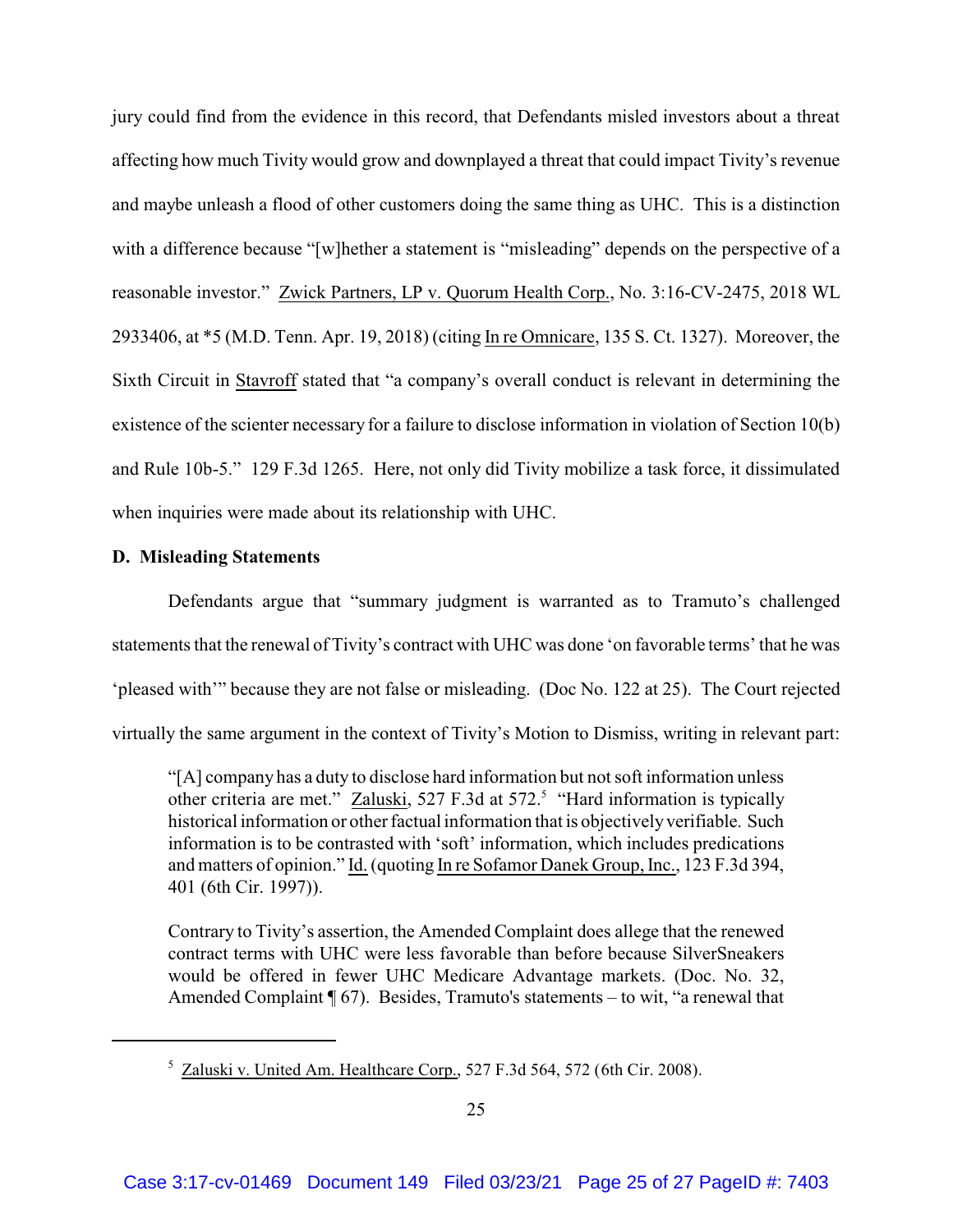jury could find from the evidence in this record, that Defendants misled investors about a threat affecting how much Tivity would grow and downplayed a threat that could impact Tivity's revenue and maybe unleash a flood of other customers doing the same thing as UHC. This is a distinction with a difference because "[w]hether a statement is "misleading" depends on the perspective of a reasonable investor." Zwick Partners, LP v. Quorum Health Corp., No. 3:16-CV-2475, 2018 WL 2933406, at *5 (M.D. Tenn. Apr. 19, 2018) (citing In re Omnicare, 135 S. Ct. 1327). Moreover, the Sixth Circuit in Stavroff stated that "a company's overall conduct is relevant in determining the existence of the scienter necessary for a failure to disclose information in violation of Section 10(b) and Rule 10b-5." 129 F.3d 1265. Here, not only did Tivity mobilize a task force, it dissimulated when inquiries were made about its relationship with UHC.

**D. Misleading Statements**

Defendants argue that "summary judgment is warranted as to Tramuto's challenged statements that the renewal of Tivity's contract with UHC was done 'on favorable terms' that he was 'pleased with'" because they are not false or misleading. (Doc No. 122 at 25). The Court rejected virtually the same argument in the context of Tivity's Motion to Dismiss, writing in relevant part:

> "[A] company has a duty to disclose hard information but not soft information unless other criteria are met." Zaluski, 527 F.3d at 572.[5] "Hard information is typically historical information or other factual information that is objectively verifiable. Such information is to be contrasted with 'soft' information, which includes predications and matters of opinion." Id. (quoting In re Sofamor Danek Group, Inc., 123 F.3d 394, 401 (6th Cir. 1997)).
>
> Contrary to Tivity's assertion, the Amended Complaint does allege that the renewed contract terms with UHC were less favorable than before because SilverSneakers would be offered in fewer UHC Medicare Advantage markets. (Doc. No. 32, Amended Complaint ¶ 67). Besides, Tramuto's statements – to wit, "a renewal that

---

[5] Zaluski v. United Am. Healthcare Corp., 527 F.3d 564, 572 (6th Cir. 2008).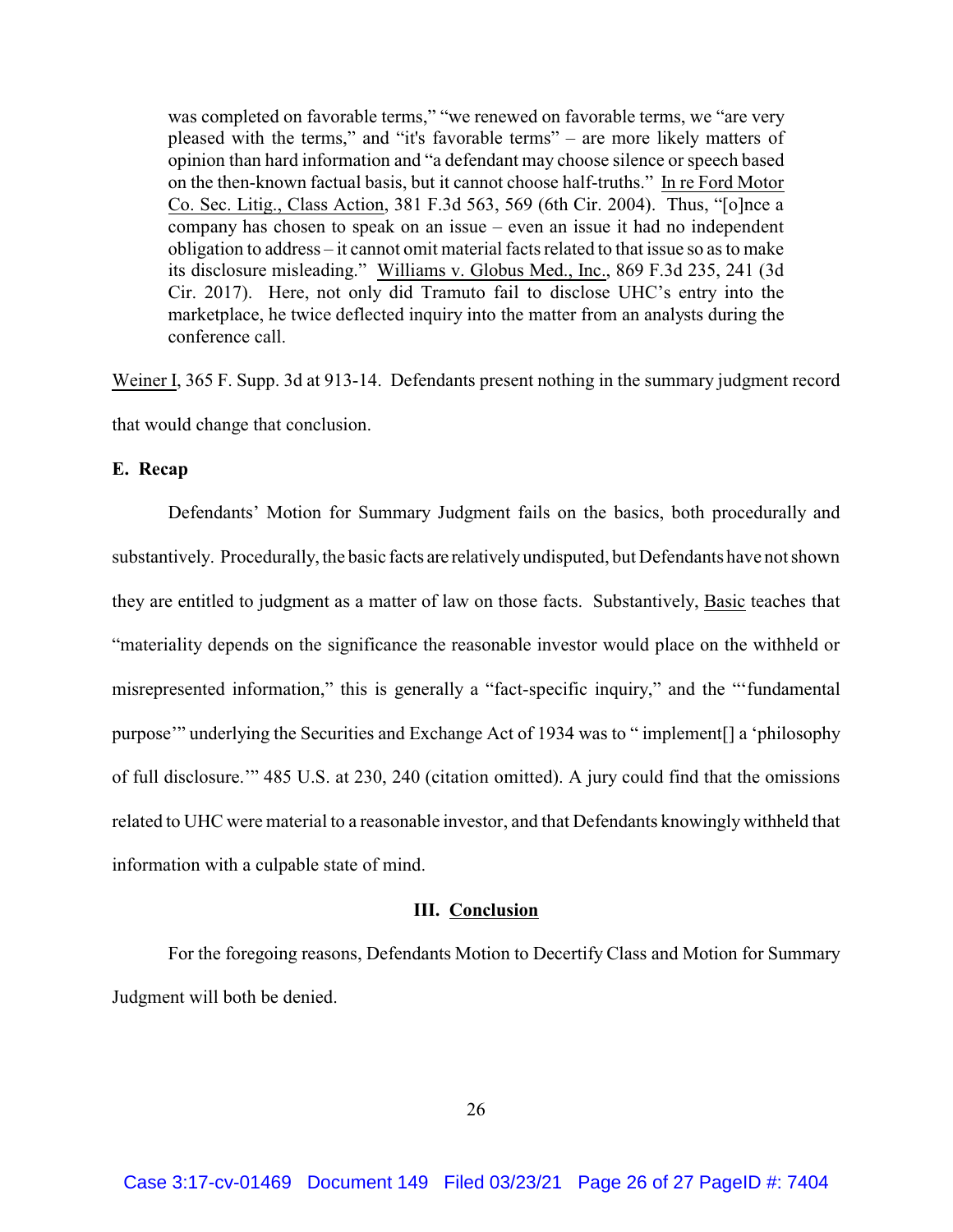> was completed on favorable terms," "we renewed on favorable terms, we "are very pleased with the terms," and "it's favorable terms" – are more likely matters of opinion than hard information and "a defendant may choose silence or speech based on the then-known factual basis, but it cannot choose half-truths." In re Ford Motor Co. Sec. Litig., Class Action, 381 F.3d 563, 569 (6th Cir. 2004). Thus, "[o]nce a company has chosen to speak on an issue – even an issue it had no independent obligation to address – it cannot omit material facts related to that issue so as to make its disclosure misleading." Williams v. Globus Med., Inc., 869 F.3d 235, 241 (3d Cir. 2017). Here, not only did Tramuto fail to disclose UHC's entry into the marketplace, he twice deflected inquiry into the matter from an analysts during the conference call.

Weiner I, 365 F. Supp. 3d at 913-14. Defendants present nothing in the summary judgment record that would change that conclusion.

**E. Recap**

Defendants' Motion for Summary Judgment fails on the basics, both procedurally and substantively. Procedurally, the basic facts are relatively undisputed, but Defendants have not shown they are entitled to judgment as a matter of law on those facts. Substantively, Basic teaches that "materiality depends on the significance the reasonable investor would place on the withheld or misrepresented information," this is generally a "fact-specific inquiry," and the "'fundamental purpose'" underlying the Securities and Exchange Act of 1934 was to " implement[] a 'philosophy of full disclosure.'" 485 U.S. at 230, 240 (citation omitted). A jury could find that the omissions related to UHC were material to a reasonable investor, and that Defendants knowingly withheld that information with a culpable state of mind.

## III. Conclusion

For the foregoing reasons, Defendants Motion to Decertify Class and Motion for Summary Judgment will both be denied.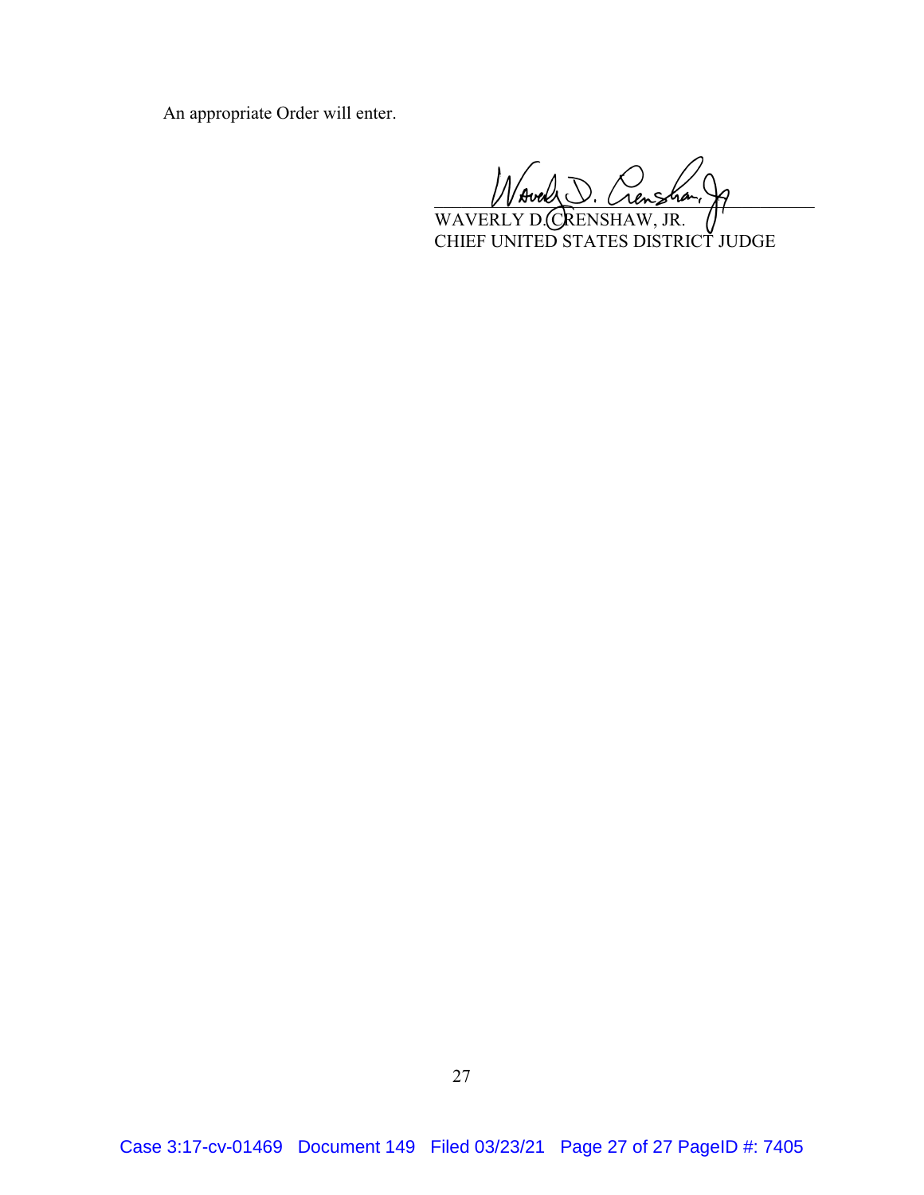An appropriate Order will enter.

WAVERLY D. CRENSHAW, JR.
CHIEF UNITED STATES DISTRICT JUDGE